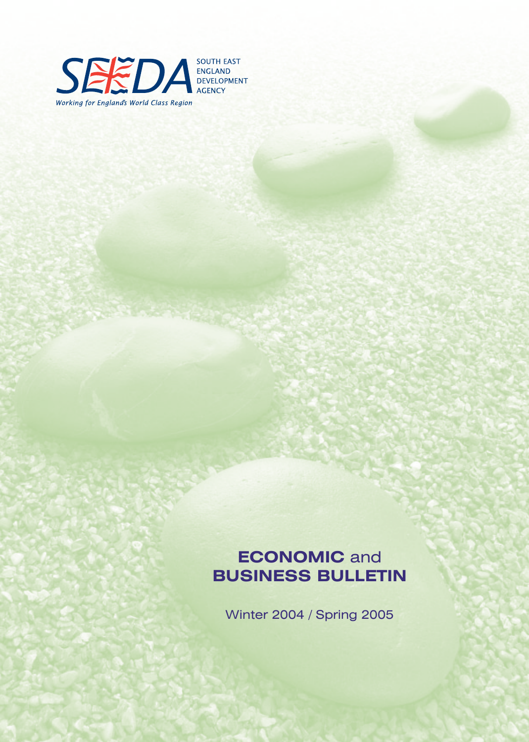SEEDA SOUTH EAST ENGLAND DEVELOPMENT AGENCY

*Working for England's World Class Region*

# ECONOMIC and BUSINESS BULLETIN

Winter 2004 / Spring 2005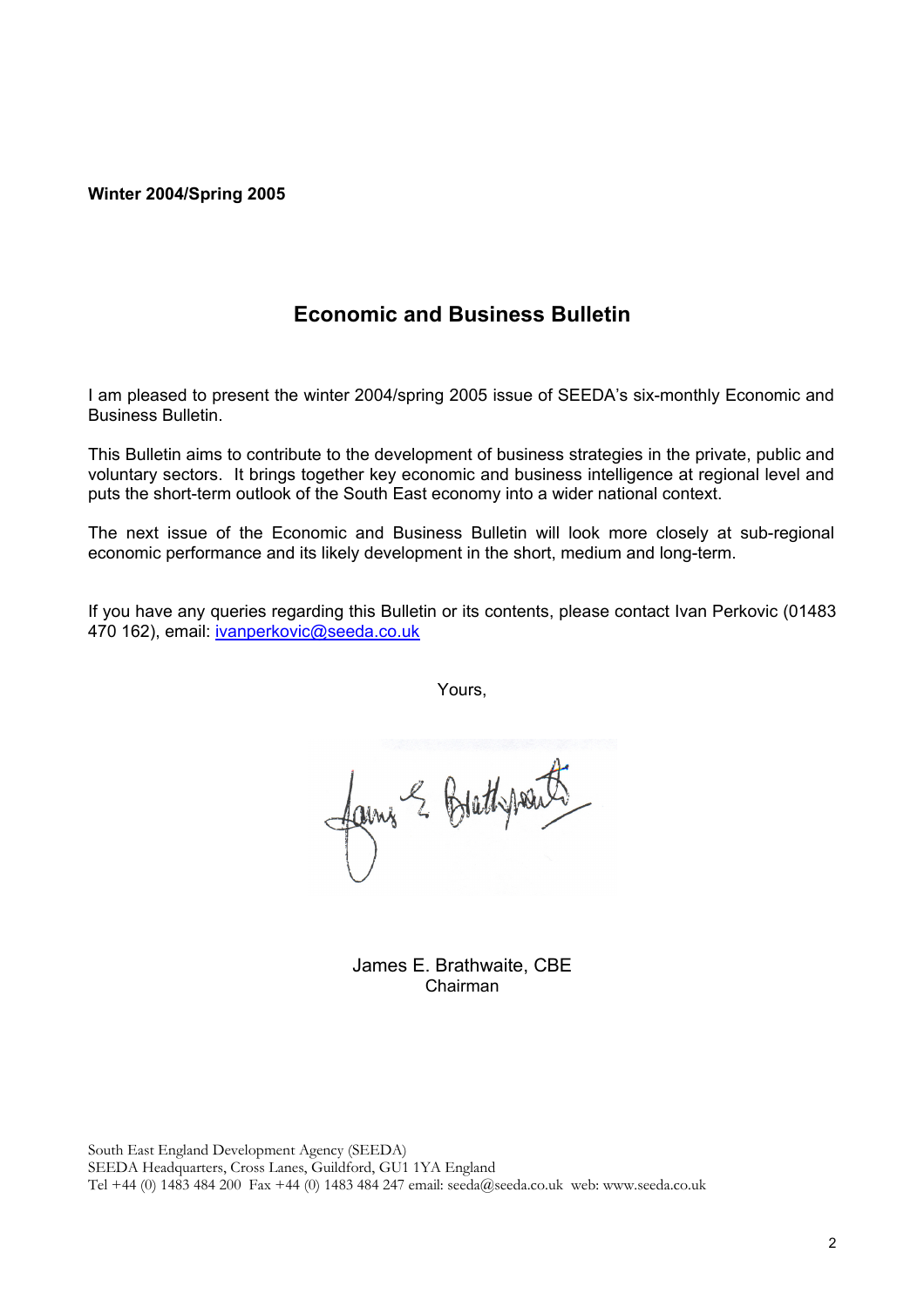**Winter 2004/Spring 2005**

## Economic and Business Bulletin

I am pleased to present the winter 2004/spring 2005 issue of SEEDA's six-monthly Economic and Business Bulletin.

This Bulletin aims to contribute to the development of business strategies in the private, public and voluntary sectors. It brings together key economic and business intelligence at regional level and puts the short-term outlook of the South East economy into a wider national context.

The next issue of the Economic and Business Bulletin will look more closely at sub-regional economic performance and its likely development in the short, medium and long-term.

If you have any queries regarding this Bulletin or its contents, please contact Ivan Perkovic (01483 470 162), email: [ivanperkovic@seeda.co.uk](mailto:ivanperkovic@seeda.co.uk)

Yours,

James E. Brathwaite, CBE
Chairman

South East England Development Agency (SEEDA)
SEEDA Headquarters, Cross Lanes, Guildford, GU1 1YA England
Tel +44 (0) 1483 484 200 Fax +44 (0) 1483 484 247 email: seeda@seeda.co.uk web: www.seeda.co.uk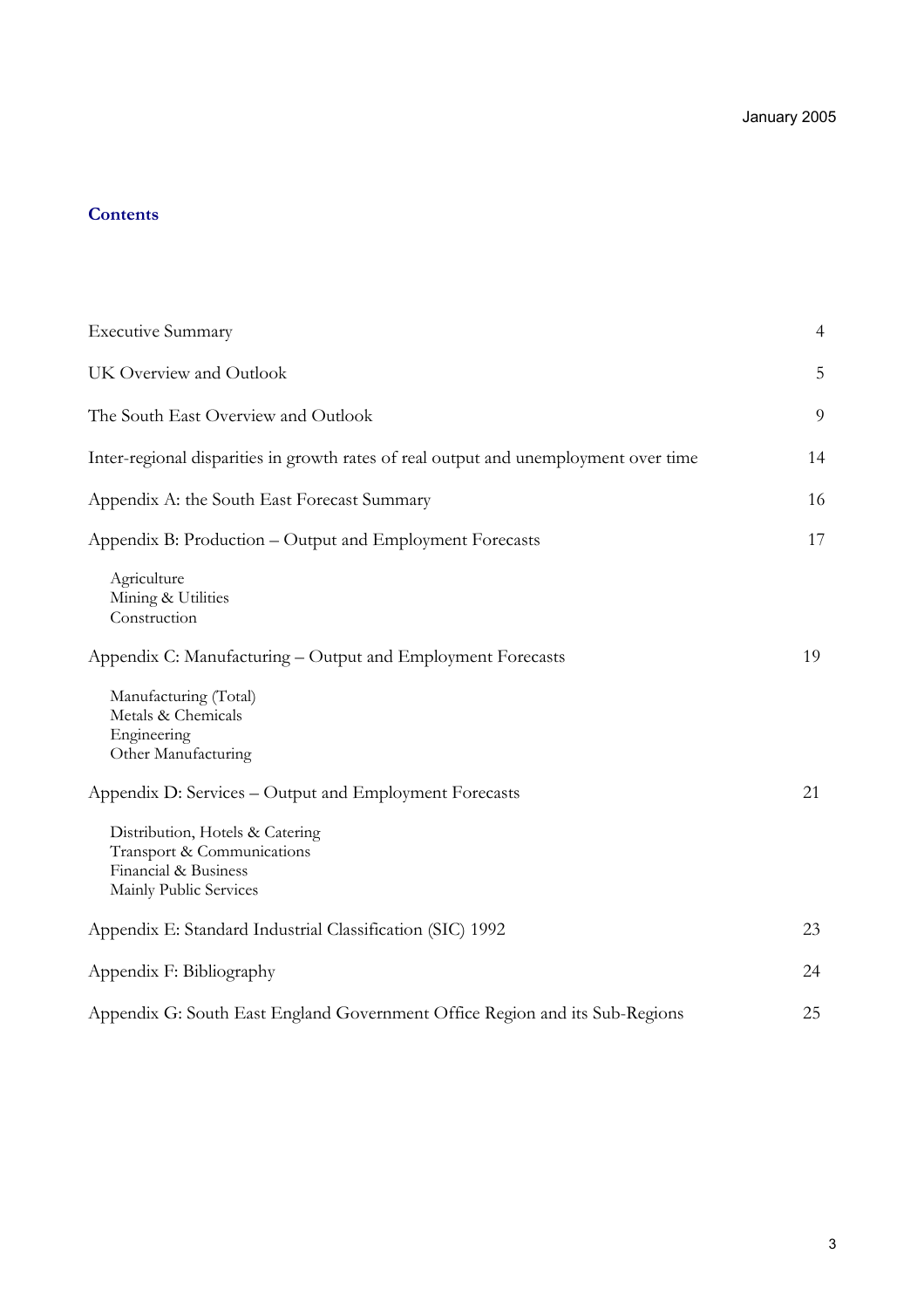January 2005

## Contents

| | |
|---|---|
| Executive Summary | 4 |
| UK Overview and Outlook | 5 |
| The South East Overview and Outlook | 9 |
| Inter-regional disparities in growth rates of real output and unemployment over time | 14 |
| Appendix A: the South East Forecast Summary | 16 |
| Appendix B: Production – Output and Employment Forecasts | 17 |
| Agriculture<br>Mining & Utilities<br>Construction | |
| Appendix C: Manufacturing – Output and Employment Forecasts | 19 |
| Manufacturing (Total)<br>Metals & Chemicals<br>Engineering<br>Other Manufacturing | |
| Appendix D: Services – Output and Employment Forecasts | 21 |
| Distribution, Hotels & Catering<br>Transport & Communications<br>Financial & Business<br>Mainly Public Services | |
| Appendix E: Standard Industrial Classification (SIC) 1992 | 23 |
| Appendix F: Bibliography | 24 |
| Appendix G: South East England Government Office Region and its Sub-Regions | 25 |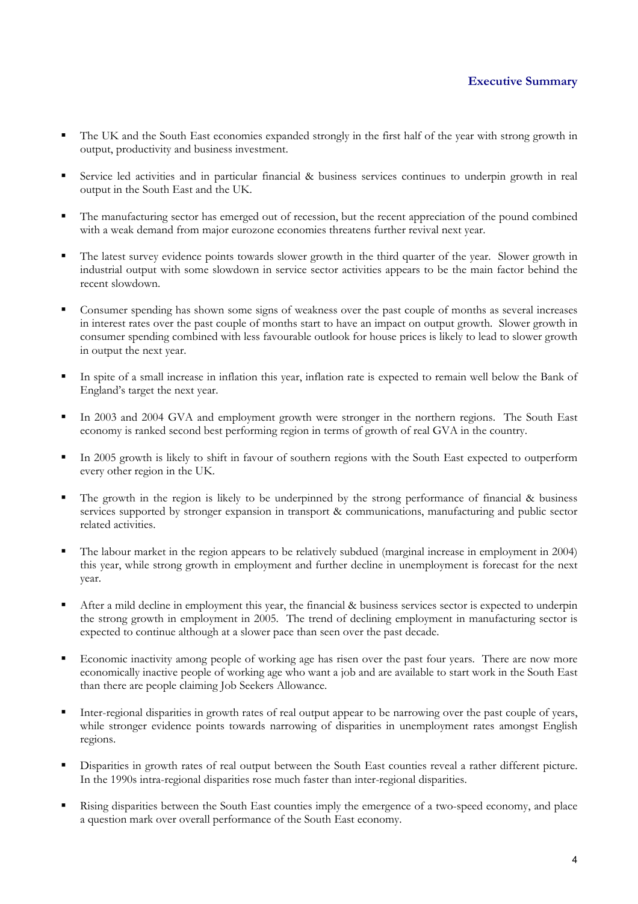## Executive Summary

- The UK and the South East economies expanded strongly in the first half of the year with strong growth in output, productivity and business investment.
- Service led activities and in particular financial & business services continues to underpin growth in real output in the South East and the UK.
- The manufacturing sector has emerged out of recession, but the recent appreciation of the pound combined with a weak demand from major eurozone economies threatens further revival next year.
- The latest survey evidence points towards slower growth in the third quarter of the year. Slower growth in industrial output with some slowdown in service sector activities appears to be the main factor behind the recent slowdown.
- Consumer spending has shown some signs of weakness over the past couple of months as several increases in interest rates over the past couple of months start to have an impact on output growth. Slower growth in consumer spending combined with less favourable outlook for house prices is likely to lead to slower growth in output the next year.
- In spite of a small increase in inflation this year, inflation rate is expected to remain well below the Bank of England's target the next year.
- In 2003 and 2004 GVA and employment growth were stronger in the northern regions. The South East economy is ranked second best performing region in terms of growth of real GVA in the country.
- In 2005 growth is likely to shift in favour of southern regions with the South East expected to outperform every other region in the UK.
- The growth in the region is likely to be underpinned by the strong performance of financial & business services supported by stronger expansion in transport & communications, manufacturing and public sector related activities.
- The labour market in the region appears to be relatively subdued (marginal increase in employment in 2004) this year, while strong growth in employment and further decline in unemployment is forecast for the next year.
- After a mild decline in employment this year, the financial & business services sector is expected to underpin the strong growth in employment in 2005. The trend of declining employment in manufacturing sector is expected to continue although at a slower pace than seen over the past decade.
- Economic inactivity among people of working age has risen over the past four years. There are now more economically inactive people of working age who want a job and are available to start work in the South East than there are people claiming Job Seekers Allowance.
- Inter-regional disparities in growth rates of real output appear to be narrowing over the past couple of years, while stronger evidence points towards narrowing of disparities in unemployment rates amongst English regions.
- Disparities in growth rates of real output between the South East counties reveal a rather different picture. In the 1990s intra-regional disparities rose much faster than inter-regional disparities.
- Rising disparities between the South East counties imply the emergence of a two-speed economy, and place a question mark over overall performance of the South East economy.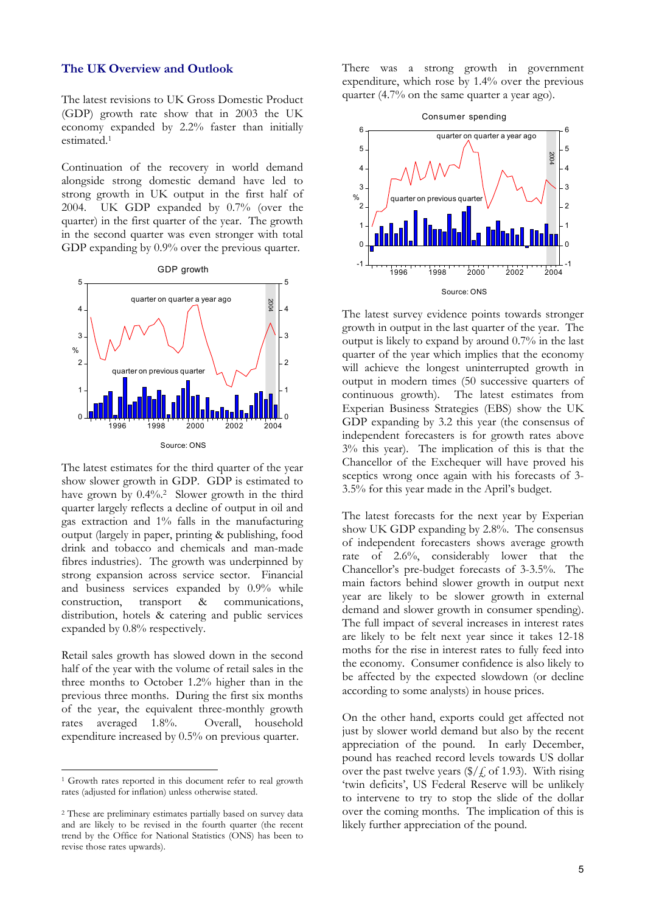## The UK Overview and Outlook

The latest revisions to UK Gross Domestic Product (GDP) growth rate show that in 2003 the UK economy expanded by 2.2% faster than initially estimated.[1]

Continuation of the recovery in world demand alongside strong domestic demand have led to strong growth in UK output in the first half of 2004. UK GDP expanded by 0.7% (over the quarter) in the first quarter of the year. The growth in the second quarter was even stronger with total GDP expanding by 0.9% over the previous quarter.

GDP growth

Source: ONS

The latest estimates for the third quarter of the year show slower growth in GDP. GDP is estimated to have grown by 0.4%.[2] Slower growth in the third quarter largely reflects a decline of output in oil and gas extraction and 1% falls in the manufacturing output (largely in paper, printing & publishing, food drink and tobacco and chemicals and man-made fibres industries). The growth was underpinned by strong expansion across service sector. Financial and business services expanded by 0.9% while construction, transport & communications, distribution, hotels & catering and public services expanded by 0.8% respectively.

Retail sales growth has slowed down in the second half of the year with the volume of retail sales in the three months to October 1.2% higher than in the previous three months. During the first six months of the year, the equivalent three-monthly growth rates averaged 1.8%. Overall, household expenditure increased by 0.5% on previous quarter.

There was a strong growth in government expenditure, which rose by 1.4% over the previous quarter (4.7% on the same quarter a year ago).

Consumer spending

Source: ONS

The latest survey evidence points towards stronger growth in output in the last quarter of the year. The output is likely to expand by around 0.7% in the last quarter of the year which implies that the economy will achieve the longest uninterrupted growth in output in modern times (50 successive quarters of continuous growth). The latest estimates from Experian Business Strategies (EBS) show the UK GDP expanding by 3.2 this year (the consensus of independent forecasters is for growth rates above 3% this year). The implication of this is that the Chancellor of the Exchequer will have proved his sceptics wrong once again with his forecasts of 3-3.5% for this year made in the April's budget.

The latest forecasts for the next year by Experian show UK GDP expanding by 2.8%. The consensus of independent forecasters shows average growth rate of 2.6%, considerably lower that the Chancellor's pre-budget forecasts of 3-3.5%. The main factors behind slower growth in output next year are likely to be slower growth in external demand and slower growth in consumer spending). The full impact of several increases in interest rates are likely to be felt next year since it takes 12-18 moths for the rise in interest rates to fully feed into the economy. Consumer confidence is also likely to be affected by the expected slowdown (or decline according to some analysts) in house prices.

On the other hand, exports could get affected not just by slower world demand but also by the recent appreciation of the pound. In early December, pound has reached record levels towards US dollar over the past twelve years ($/£ of 1.93). With rising 'twin deficits', US Federal Reserve will be unlikely to intervene to try to stop the slide of the dollar over the coming months. The implication of this is likely further appreciation of the pound.

---

[1] Growth rates reported in this document refer to real growth rates (adjusted for inflation) unless otherwise stated.

[2] These are preliminary estimates partially based on survey data and are likely to be revised in the fourth quarter (the recent trend by the Office for National Statistics (ONS) has been to revise those rates upwards).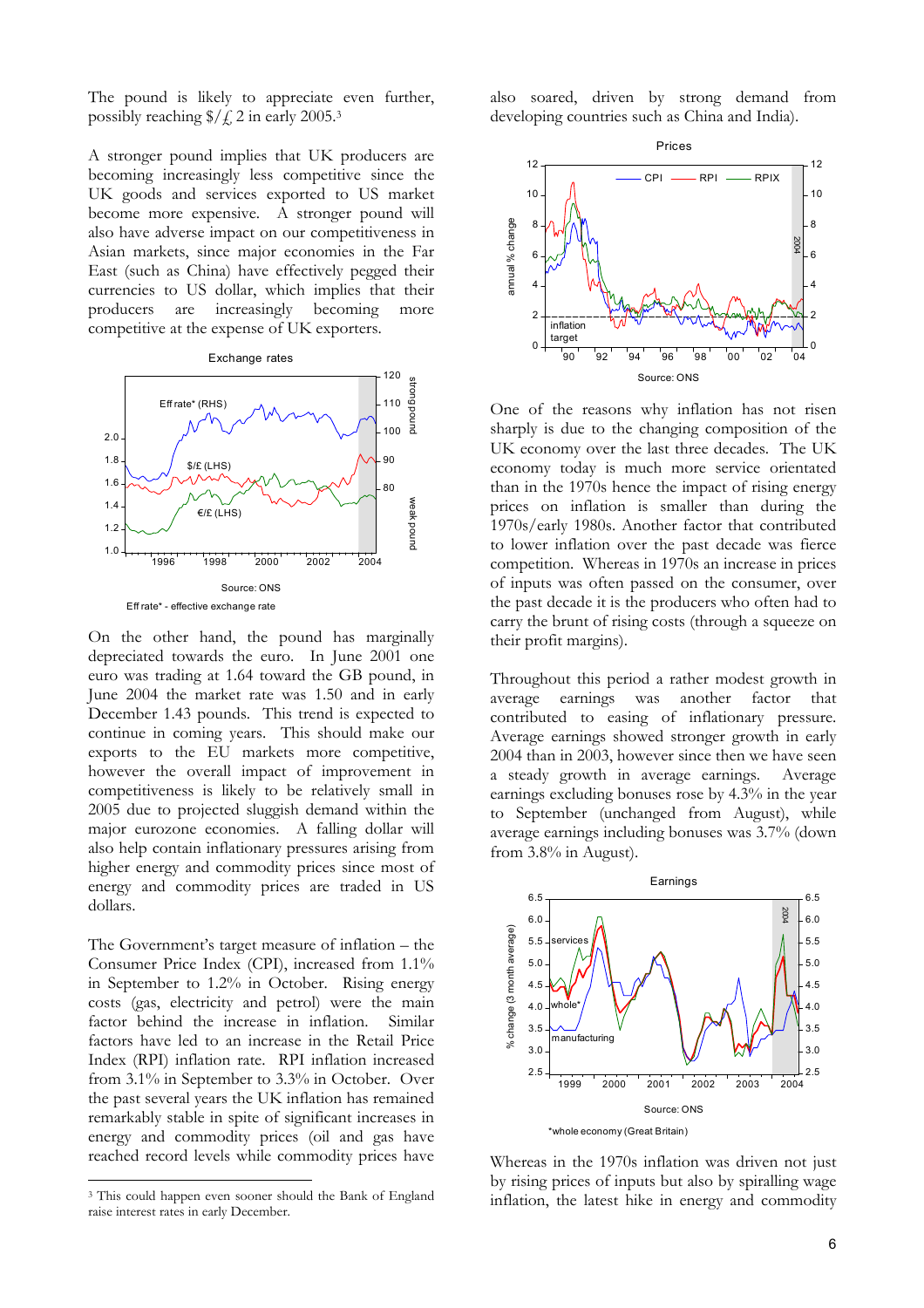The pound is likely to appreciate even further, possibly reaching $/£ 2 in early 2005.[3]

A stronger pound implies that UK producers are becoming increasingly less competitive since the UK goods and services exported to US market become more expensive. A stronger pound will also have adverse impact on our competitiveness in Asian markets, since major economies in the Far East (such as China) have effectively pegged their currencies to US dollar, which implies that their producers are increasingly becoming more competitive at the expense of UK exporters.

Exchange rates

Source: ONS

Eff rate* - effective exchange rate

On the other hand, the pound has marginally depreciated towards the euro. In June 2001 one euro was trading at 1.64 toward the GB pound, in June 2004 the market rate was 1.50 and in early December 1.43 pounds. This trend is expected to continue in coming years. This should make our exports to the EU markets more competitive, however the overall impact of improvement in competitiveness is likely to be relatively small in 2005 due to projected sluggish demand within the major eurozone economies. A falling dollar will also help contain inflationary pressures arising from higher energy and commodity prices since most of energy and commodity prices are traded in US dollars.

The Government's target measure of inflation – the Consumer Price Index (CPI), increased from 1.1% in September to 1.2% in October. Rising energy costs (gas, electricity and petrol) were the main factor behind the increase in inflation. Similar factors have led to an increase in the Retail Price Index (RPI) inflation rate. RPI inflation increased from 3.1% in September to 3.3% in October. Over the past several years the UK inflation has remained remarkably stable in spite of significant increases in energy and commodity prices (oil and gas have reached record levels while commodity prices have also soared, driven by strong demand from developing countries such as China and India).

Prices

Source: ONS

One of the reasons why inflation has not risen sharply is due to the changing composition of the UK economy over the last three decades. The UK economy today is much more service orientated than in the 1970s hence the impact of rising energy prices on inflation is smaller than during the 1970s/early 1980s. Another factor that contributed to lower inflation over the past decade was fierce competition. Whereas in 1970s an increase in prices of inputs was often passed on the consumer, over the past decade it is the producers who often had to carry the brunt of rising costs (through a squeeze on their profit margins).

Throughout this period a rather modest growth in average earnings was another factor that contributed to easing of inflationary pressure. Average earnings showed stronger growth in early 2004 than in 2003, however since then we have seen a steady growth in average earnings. Average earnings excluding bonuses rose by 4.3% in the year to September (unchanged from August), while average earnings including bonuses was 3.7% (down from 3.8% in August).

Earnings

Source: ONS

*whole economy (Great Britain)

Whereas in the 1970s inflation was driven not just by rising prices of inputs but also by spiralling wage inflation, the latest hike in energy and commodity

[3] This could happen even sooner should the Bank of England raise interest rates in early December.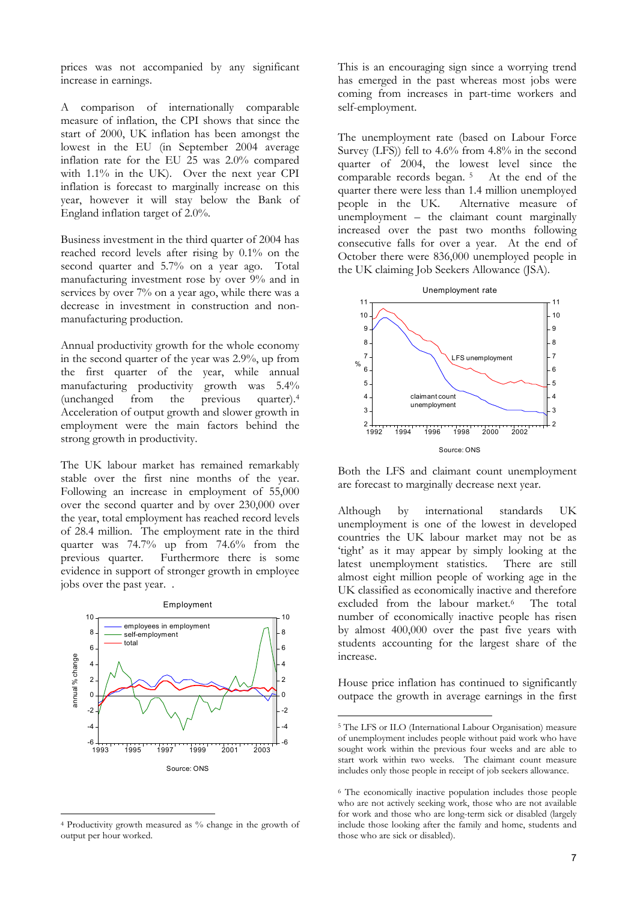prices was not accompanied by any significant increase in earnings.

A comparison of internationally comparable measure of inflation, the CPI shows that since the start of 2000, UK inflation has been amongst the lowest in the EU (in September 2004 average inflation rate for the EU 25 was 2.0% compared with 1.1% in the UK). Over the next year CPI inflation is forecast to marginally increase on this year, however it will stay below the Bank of England inflation target of 2.0%.

Business investment in the third quarter of 2004 has reached record levels after rising by 0.1% on the second quarter and 5.7% on a year ago. Total manufacturing investment rose by over 9% and in services by over 7% on a year ago, while there was a decrease in investment in construction and non-manufacturing production.

Annual productivity growth for the whole economy in the second quarter of the year was 2.9%, up from the first quarter of the year, while annual manufacturing productivity growth was 5.4% (unchanged from the previous quarter).[4] Acceleration of output growth and slower growth in employment were the main factors behind the strong growth in productivity.

The UK labour market has remained remarkably stable over the first nine months of the year. Following an increase in employment of 55,000 over the second quarter and by over 230,000 over the year, total employment has reached record levels of 28.4 million. The employment rate in the third quarter was 74.7% up from 74.6% from the previous quarter. Furthermore there is some evidence in support of stronger growth in employee jobs over the past year. .

Employment

Source: ONS

This is an encouraging sign since a worrying trend has emerged in the past whereas most jobs were coming from increases in part-time workers and self-employment.

The unemployment rate (based on Labour Force Survey (LFS)) fell to 4.6% from 4.8% in the second quarter of 2004, the lowest level since the comparable records began. [5] At the end of the quarter there were less than 1.4 million unemployed people in the UK. Alternative measure of unemployment – the claimant count marginally increased over the past two months following consecutive falls for over a year. At the end of October there were 836,000 unemployed people in the UK claiming Job Seekers Allowance (JSA).

Unemployment rate

Source: ONS

Both the LFS and claimant count unemployment are forecast to marginally decrease next year.

Although by international standards UK unemployment is one of the lowest in developed countries the UK labour market may not be as 'tight' as it may appear by simply looking at the latest unemployment statistics. There are still almost eight million people of working age in the UK classified as economically inactive and therefore excluded from the labour market.[6] The total number of economically inactive people has risen by almost 400,000 over the past five years with students accounting for the largest share of the increase.

House price inflation has continued to significantly outpace the growth in average earnings in the first

---

[4] Productivity growth measured as % change in the growth of output per hour worked.

[5] The LFS or ILO (International Labour Organisation) measure of unemployment includes people without paid work who have sought work within the previous four weeks and are able to start work within two weeks. The claimant count measure includes only those people in receipt of job seekers allowance.

[6] The economically inactive population includes those people who are not actively seeking work, those who are not available for work and those who are long-term sick or disabled (largely include those looking after the family and home, students and those who are sick or disabled).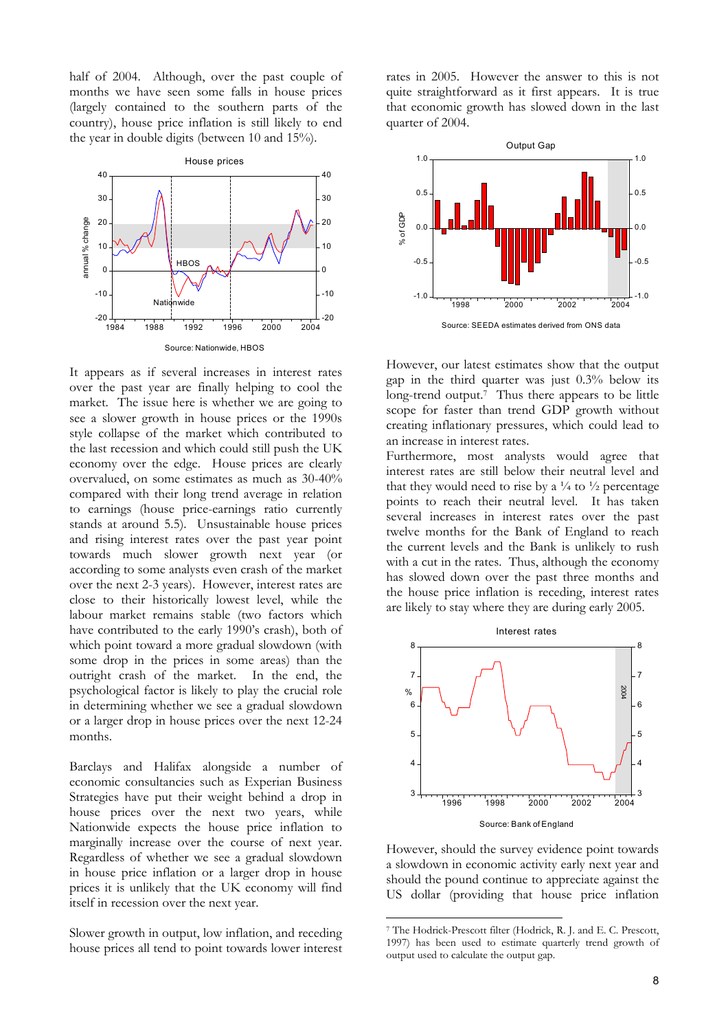half of 2004. Although, over the past couple of months we have seen some falls in house prices (largely contained to the southern parts of the country), house price inflation is still likely to end the year in double digits (between 10 and 15%).

House prices

Source: Nationwide, HBOS

It appears as if several increases in interest rates over the past year are finally helping to cool the market. The issue here is whether we are going to see a slower growth in house prices or the 1990s style collapse of the market which contributed to the last recession and which could still push the UK economy over the edge. House prices are clearly overvalued, on some estimates as much as 30-40% compared with their long trend average in relation to earnings (house price-earnings ratio currently stands at around 5.5). Unsustainable house prices and rising interest rates over the past year point towards much slower growth next year (or according to some analysts even crash of the market over the next 2-3 years). However, interest rates are close to their historically lowest level, while the labour market remains stable (two factors which have contributed to the early 1990's crash), both of which point toward a more gradual slowdown (with some drop in the prices in some areas) than the outright crash of the market. In the end, the psychological factor is likely to play the crucial role in determining whether we see a gradual slowdown or a larger drop in house prices over the next 12-24 months.

Barclays and Halifax alongside a number of economic consultancies such as Experian Business Strategies have put their weight behind a drop in house prices over the next two years, while Nationwide expects the house price inflation to marginally increase over the course of next year. Regardless of whether we see a gradual slowdown in house price inflation or a larger drop in house prices it is unlikely that the UK economy will find itself in recession over the next year.

Slower growth in output, low inflation, and receding house prices all tend to point towards lower interest rates in 2005. However the answer to this is not quite straightforward as it first appears. It is true that economic growth has slowed down in the last quarter of 2004.

Output Gap

Source: SEEDA estimates derived from ONS data

However, our latest estimates show that the output gap in the third quarter was just 0.3% below its long-trend output.[7] Thus there appears to be little scope for faster than trend GDP growth without creating inflationary pressures, which could lead to an increase in interest rates.

Furthermore, most analysts would agree that interest rates are still below their neutral level and that they would need to rise by a ¼ to ½ percentage points to reach their neutral level. It has taken several increases in interest rates over the past twelve months for the Bank of England to reach the current levels and the Bank is unlikely to rush with a cut in the rates. Thus, although the economy has slowed down over the past three months and the house price inflation is receding, interest rates are likely to stay where they are during early 2005.

Interest rates

Source: Bank of England

However, should the survey evidence point towards a slowdown in economic activity early next year and should the pound continue to appreciate against the US dollar (providing that house price inflation

[7] The Hodrick-Prescott filter (Hodrick, R. J. and E. C. Prescott, 1997) has been used to estimate quarterly trend growth of output used to calculate the output gap.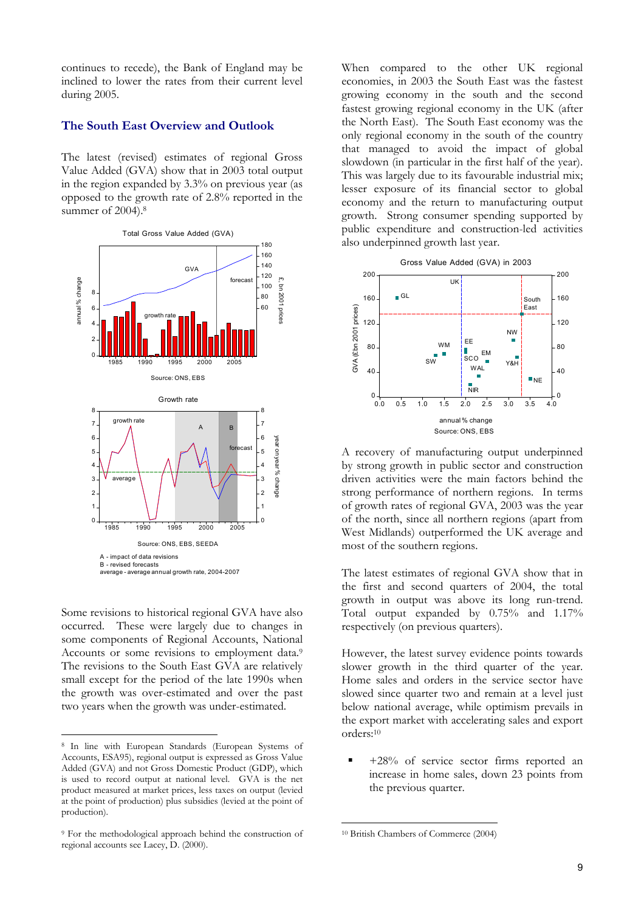continues to recede), the Bank of England may be inclined to lower the rates from their current level during 2005.

## The South East Overview and Outlook

The latest (revised) estimates of regional Gross Value Added (GVA) show that in 2003 total output in the region expanded by 3.3% on previous year (as opposed to the growth rate of 2.8% reported in the summer of 2004).[8]

Total Gross Value Added (GVA)

Source: ONS, EBS

Growth rate

Source: ONS, EBS, SEEDA

A - impact of data revisions
B - revised forecasts
average - average annual growth rate, 2004-2007

Some revisions to historical regional GVA have also occurred. These were largely due to changes in some components of Regional Accounts, National Accounts or some revisions to employment data.[9] The revisions to the South East GVA are relatively small except for the period of the late 1990s when the growth was over-estimated and over the past two years when the growth was under-estimated.

When compared to the other UK regional economies, in 2003 the South East was the fastest growing economy in the south and the second fastest growing regional economy in the UK (after the North East). The South East economy was the only regional economy in the south of the country that managed to avoid the impact of global slowdown (in particular in the first half of the year). This was largely due to its favourable industrial mix; lesser exposure of its financial sector to global economy and the return to manufacturing output growth. Strong consumer spending supported by public expenditure and construction-led activities also underpinned growth last year.

Gross Value Added (GVA) in 2003

Source: ONS, EBS

A recovery of manufacturing output underpinned by strong growth in public sector and construction driven activities were the main factors behind the strong performance of northern regions. In terms of growth rates of regional GVA, 2003 was the year of the north, since all northern regions (apart from West Midlands) outperformed the UK average and most of the southern regions.

The latest estimates of regional GVA show that in the first and second quarters of 2004, the total growth in output was above its long run-trend. Total output expanded by 0.75% and 1.17% respectively (on previous quarters).

However, the latest survey evidence points towards slower growth in the third quarter of the year. Home sales and orders in the service sector have slowed since quarter two and remain at a level just below national average, while optimism prevails in the export market with accelerating sales and export orders:[10]

- +28% of service sector firms reported an increase in home sales, down 23 points from the previous quarter.

---

[8] In line with European Standards (European Systems of Accounts, ESA95), regional output is expressed as Gross Value Added (GVA) and not Gross Domestic Product (GDP), which is used to record output at national level. GVA is the net product measured at market prices, less taxes on output (levied at the point of production) plus subsidies (levied at the point of production).

[9] For the methodological approach behind the construction of regional accounts see Lacey, D. (2000).

[10] British Chambers of Commerce (2004)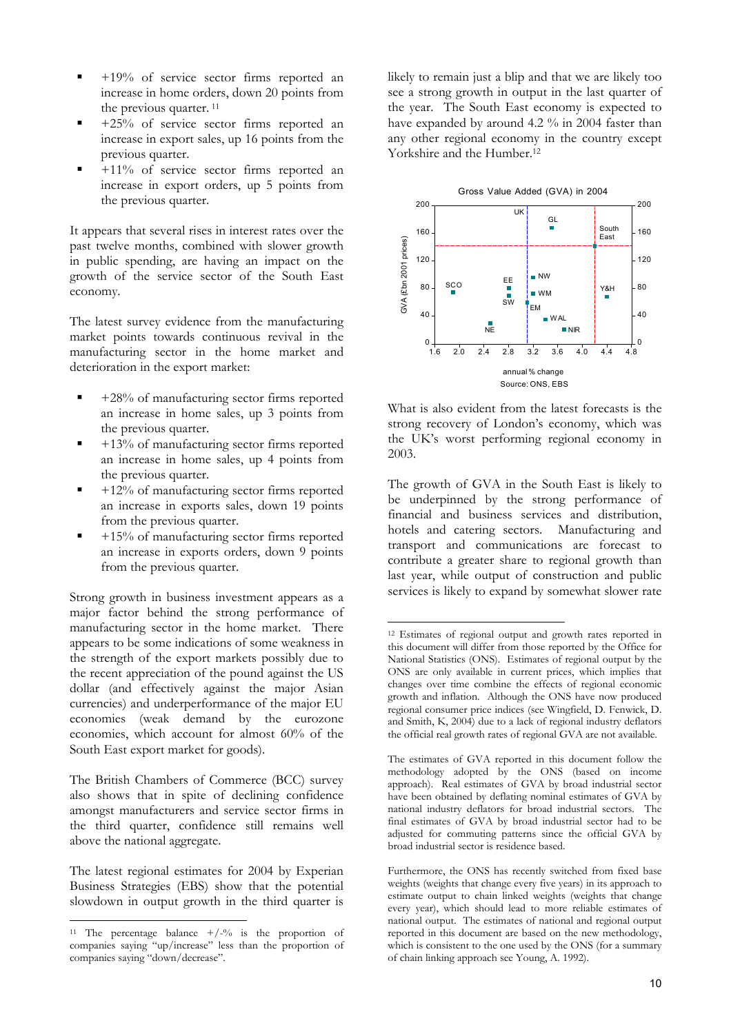- +19% of service sector firms reported an increase in home orders, down 20 points from the previous quarter. [11]
- +25% of service sector firms reported an increase in export sales, up 16 points from the previous quarter.
- +11% of service sector firms reported an increase in export orders, up 5 points from the previous quarter.

It appears that several rises in interest rates over the past twelve months, combined with slower growth in public spending, are having an impact on the growth of the service sector of the South East economy.

The latest survey evidence from the manufacturing market points towards continuous revival in the manufacturing sector in the home market and deterioration in the export market:

- +28% of manufacturing sector firms reported an increase in home sales, up 3 points from the previous quarter.
- +13% of manufacturing sector firms reported an increase in home sales, up 4 points from the previous quarter.
- +12% of manufacturing sector firms reported an increase in exports sales, down 19 points from the previous quarter.
- +15% of manufacturing sector firms reported an increase in exports orders, down 9 points from the previous quarter.

Strong growth in business investment appears as a major factor behind the strong performance of manufacturing sector in the home market. There appears to be some indications of some weakness in the strength of the export markets possibly due to the recent appreciation of the pound against the US dollar (and effectively against the major Asian currencies) and underperformance of the major EU economies (weak demand by the eurozone economies, which account for almost 60% of the South East export market for goods).

The British Chambers of Commerce (BCC) survey also shows that in spite of declining confidence amongst manufacturers and service sector firms in the third quarter, confidence still remains well above the national aggregate.

The latest regional estimates for 2004 by Experian Business Strategies (EBS) show that the potential slowdown in output growth in the third quarter is likely to remain just a blip and that we are likely too see a strong growth in output in the last quarter of the year. The South East economy is expected to have expanded by around 4.2 % in 2004 faster than any other regional economy in the country except Yorkshire and the Humber.[12]

Gross Value Added (GVA) in 2004

| Region | Annual % change (approx.) | GVA (£bn 2001 prices) (approx.) |
|---|---|---|
| SCO | 1.9 | 72 |
| NE | 2.6 | 28 |
| EE | 2.8 | 78 |
| SW | 2.8 | 68 |
| EM | 3.2 | 58 |
| NW | 3.3 | 93 |
| WM | 3.3 | 70 |
| GL | 3.5 | 166 |
| WAL | 3.4 | 35 |
| NIR | 3.7 | 19 |
| South East | 4.2 | 140 |
| Y&H | 4.4 | 66 |

Dashed reference lines: UK (annual % change ≈ 3.1); South East (GVA ≈ 140).

Source: ONS, EBS

What is also evident from the latest forecasts is the strong recovery of London's economy, which was the UK's worst performing regional economy in 2003.

The growth of GVA in the South East is likely to be underpinned by the strong performance of financial and business services and distribution, hotels and catering sectors. Manufacturing and transport and communications are forecast to contribute a greater share to regional growth than last year, while output of construction and public services is likely to expand by somewhat slower rate

---

[11] The percentage balance +/-% is the proportion of companies saying "up/increase" less than the proportion of companies saying "down/decrease".

[12] Estimates of regional output and growth rates reported in this document will differ from those reported by the Office for National Statistics (ONS). Estimates of regional output by the ONS are only available in current prices, which implies that changes over time combine the effects of regional economic growth and inflation. Although the ONS have now produced regional consumer price indices (see Wingfield, D. Fenwick, D. and Smith, K, 2004) due to a lack of regional industry deflators the official real growth rates of regional GVA are not available.

The estimates of GVA reported in this document follow the methodology adopted by the ONS (based on income approach). Real estimates of GVA by broad industrial sector have been obtained by deflating nominal estimates of GVA by national industry deflators for broad industrial sectors. The final estimates of GVA by broad industrial sector had to be adjusted for commuting patterns since the official GVA by broad industrial sector is residence based.

Furthermore, the ONS has recently switched from fixed base weights (weights that change every five years) in its approach to estimate output to chain linked weights (weights that change every year), which should lead to more reliable estimates of national output. The estimates of national and regional output reported in this document are based on the new methodology, which is consistent to the one used by the ONS (for a summary of chain linking approach see Young, A. 1992).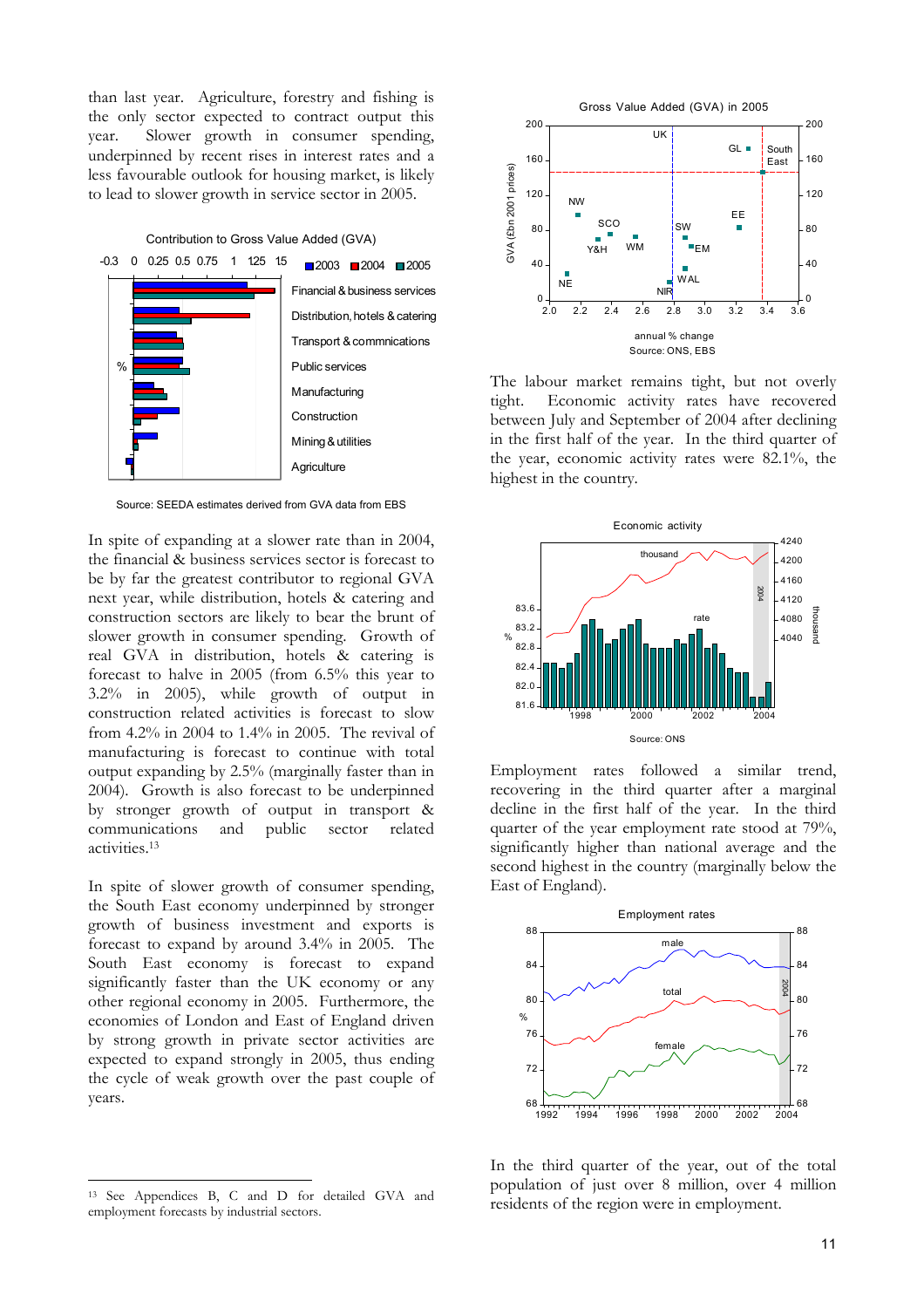than last year. Agriculture, forestry and fishing is the only sector expected to contract output this year. Slower growth in consumer spending, underpinned by recent rises in interest rates and a less favourable outlook for housing market, is likely to lead to slower growth in service sector in 2005.

Contribution to Gross Value Added (GVA)

Source: SEEDA estimates derived from GVA data from EBS

In spite of expanding at a slower rate than in 2004, the financial & business services sector is forecast to be by far the greatest contributor to regional GVA next year, while distribution, hotels & catering and construction sectors are likely to bear the brunt of slower growth in consumer spending. Growth of real GVA in distribution, hotels & catering is forecast to halve in 2005 (from 6.5% this year to 3.2% in 2005), while growth of output in construction related activities is forecast to slow from 4.2% in 2004 to 1.4% in 2005. The revival of manufacturing is forecast to continue with total output expanding by 2.5% (marginally faster than in 2004). Growth is also forecast to be underpinned by stronger growth of output in transport & communications and public sector related activities.[13]

In spite of slower growth of consumer spending, the South East economy underpinned by stronger growth of business investment and exports is forecast to expand by around 3.4% in 2005. The South East economy is forecast to expand significantly faster than the UK economy or any other regional economy in 2005. Furthermore, the economies of London and East of England driven by strong growth in private sector activities are expected to expand strongly in 2005, thus ending the cycle of weak growth over the past couple of years.

[13] See Appendices B, C and D for detailed GVA and employment forecasts by industrial sectors.

Gross Value Added (GVA) in 2005

Source: ONS, EBS

The labour market remains tight, but not overly tight. Economic activity rates have recovered between July and September of 2004 after declining in the first half of the year. In the third quarter of the year, economic activity rates were 82.1%, the highest in the country.

Economic activity

Source: ONS

Employment rates followed a similar trend, recovering in the third quarter after a marginal decline in the first half of the year. In the third quarter of the year employment rate stood at 79%, significantly higher than national average and the second highest in the country (marginally below the East of England).

Employment rates

In the third quarter of the year, out of the total population of just over 8 million, over 4 million residents of the region were in employment.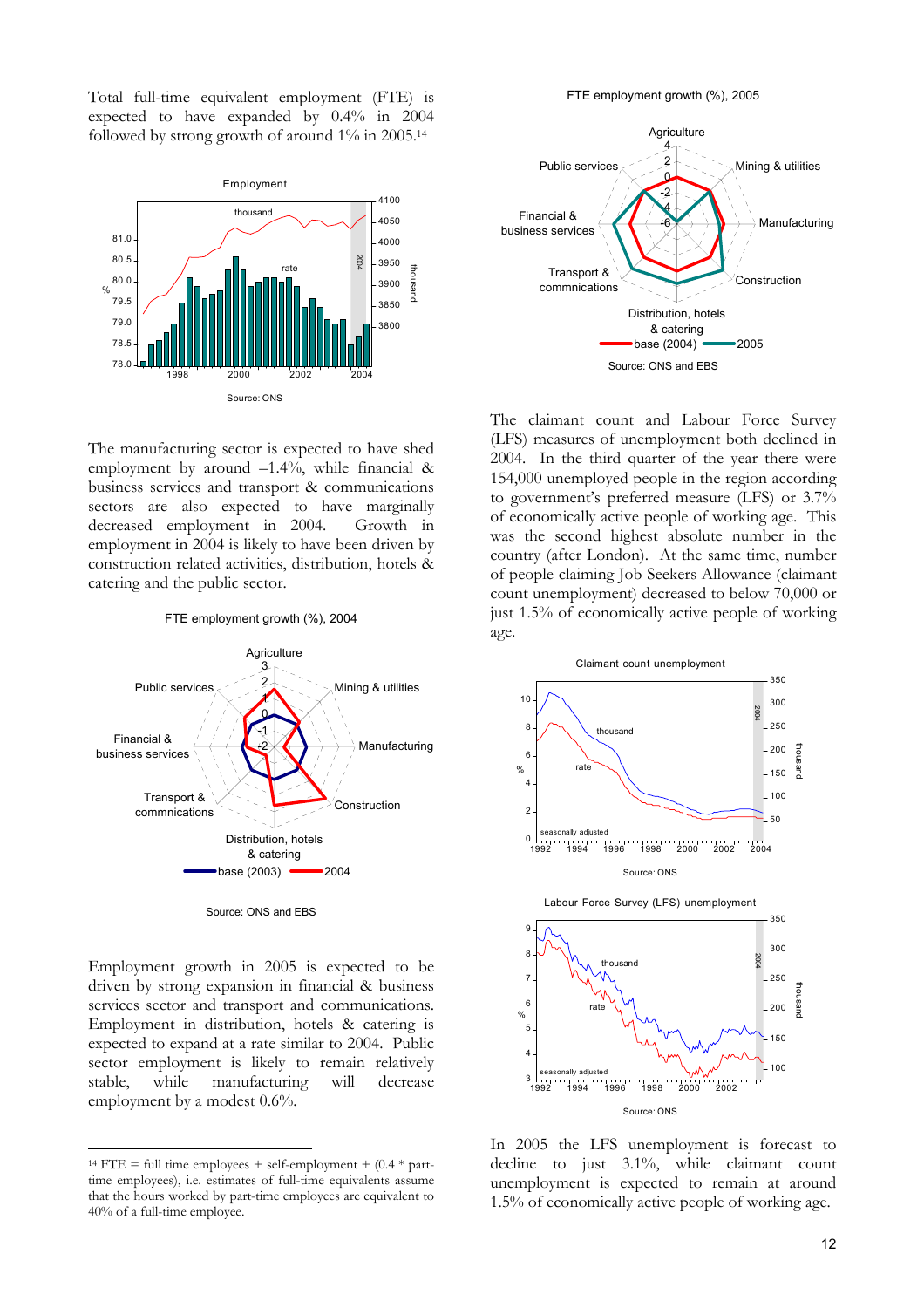Total full-time equivalent employment (FTE) is expected to have expanded by 0.4% in 2004 followed by strong growth of around 1% in 2005.[14]

Employment

Source: ONS

The manufacturing sector is expected to have shed employment by around –1.4%, while financial & business services and transport & communications sectors are also expected to have marginally decreased employment in 2004. Growth in employment in 2004 is likely to have been driven by construction related activities, distribution, hotels & catering and the public sector.

FTE employment growth (%), 2004

Source: ONS and EBS

Employment growth in 2005 is expected to be driven by strong expansion in financial & business services sector and transport and communications. Employment in distribution, hotels & catering is expected to expand at a rate similar to 2004. Public sector employment is likely to remain relatively stable, while manufacturing will decrease employment by a modest 0.6%.

FTE employment growth (%), 2005

Source: ONS and EBS

The claimant count and Labour Force Survey (LFS) measures of unemployment both declined in 2004. In the third quarter of the year there were 154,000 unemployed people in the region according to government's preferred measure (LFS) or 3.7% of economically active people of working age. This was the second highest absolute number in the country (after London). At the same time, number of people claiming Job Seekers Allowance (claimant count unemployment) decreased to below 70,000 or just 1.5% of economically active people of working age.

Claimant count unemployment

Source: ONS

Labour Force Survey (LFS) unemployment

Source: ONS

In 2005 the LFS unemployment is forecast to decline to just 3.1%, while claimant count unemployment is expected to remain at around 1.5% of economically active people of working age.

[14] FTE = full time employees + self-employment + (0.4 * part-time employees), i.e. estimates of full-time equivalents assume that the hours worked by part-time employees are equivalent to 40% of a full-time employee.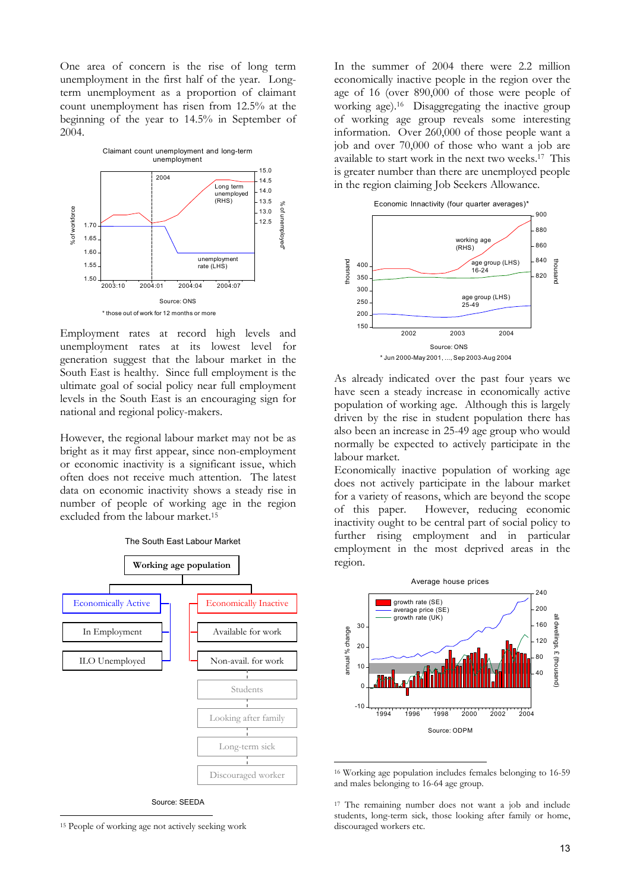One area of concern is the rise of long term unemployment in the first half of the year. Long-term unemployment as a proportion of claimant count unemployment has risen from 12.5% at the beginning of the year to 14.5% in September of 2004.

Claimant count unemployment and long-term unemployment

Source: ONS

\* those out of work for 12 months or more

Employment rates at record high levels and unemployment rates at its lowest level for generation suggest that the labour market in the South East is healthy. Since full employment is the ultimate goal of social policy near full employment levels in the South East is an encouraging sign for national and regional policy-makers.

However, the regional labour market may not be as bright as it may first appear, since non-employment or economic inactivity is a significant issue, which often does not receive much attention. The latest data on economic inactivity shows a steady rise in number of people of working age in the region excluded from the labour market.[15]

The South East Labour Market

Source: SEEDA

In the summer of 2004 there were 2.2 million economically inactive people in the region over the age of 16 (over 890,000 of those were people of working age).[16] Disaggregating the inactive group of working age group reveals some interesting information. Over 260,000 of those people want a job and over 70,000 of those who want a job are available to start work in the next two weeks.[17] This is greater number than there are unemployed people in the region claiming Job Seekers Allowance.

Economic Inactivity (four quarter averages)\*

Source: ONS

\* Jun 2000-May 2001, ..., Sep 2003-Aug 2004

As already indicated over the past four years we have seen a steady increase in economically active population of working age. Although this is largely driven by the rise in student population there has also been an increase in 25-49 age group who would normally be expected to actively participate in the labour market.

Economically inactive population of working age does not actively participate in the labour market for a variety of reasons, which are beyond the scope of this paper. However, reducing economic inactivity ought to be central part of social policy to further rising employment and in particular employment in the most deprived areas in the region.

Average house prices

Source: ODPM

---

[15] People of working age not actively seeking work

[16] Working age population includes females belonging to 16-59 and males belonging to 16-64 age group.

[17] The remaining number does not want a job and include students, long-term sick, those looking after family or home, discouraged workers etc.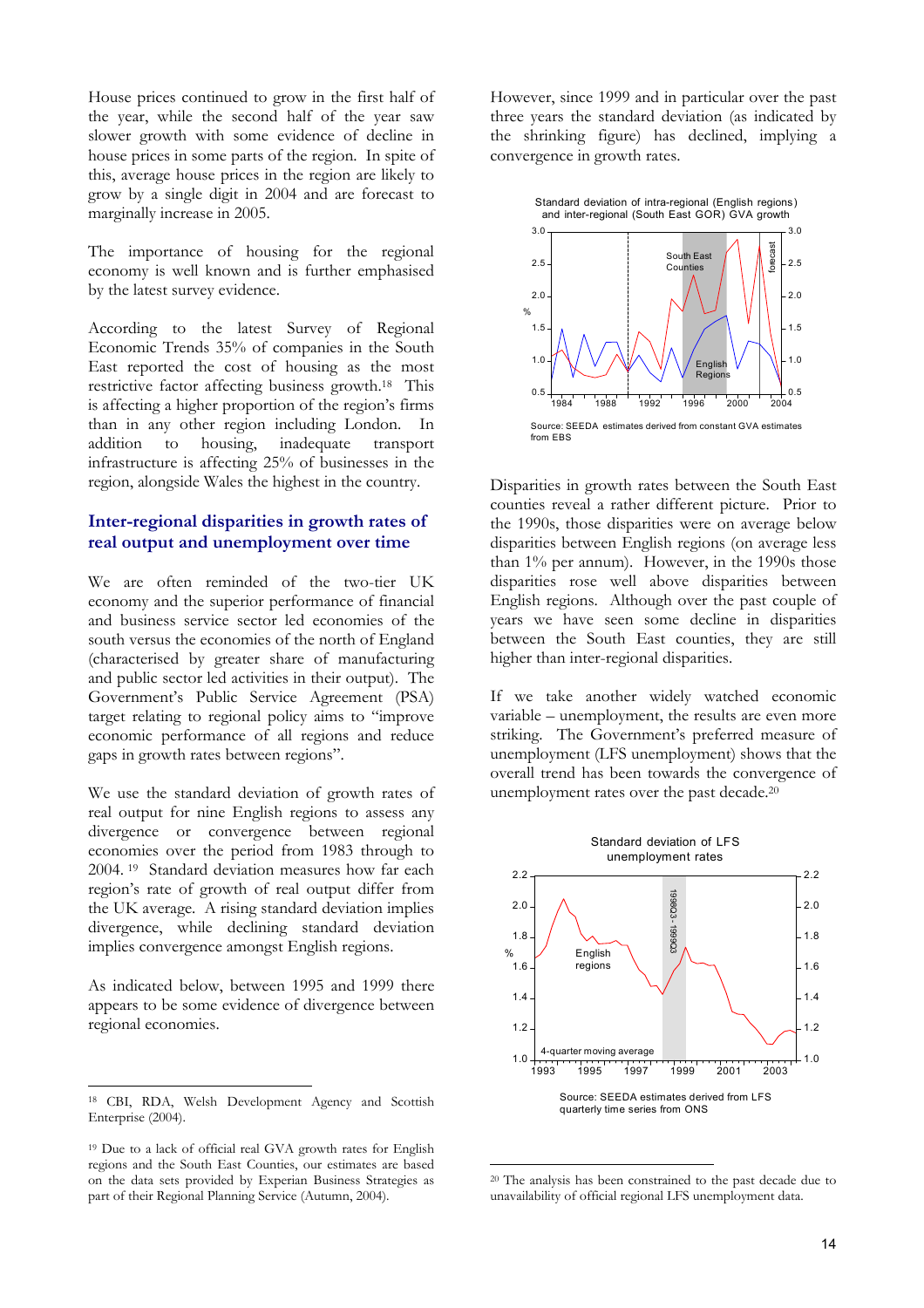House prices continued to grow in the first half of the year, while the second half of the year saw slower growth with some evidence of decline in house prices in some parts of the region. In spite of this, average house prices in the region are likely to grow by a single digit in 2004 and are forecast to marginally increase in 2005.

The importance of housing for the regional economy is well known and is further emphasised by the latest survey evidence.

According to the latest Survey of Regional Economic Trends 35% of companies in the South East reported the cost of housing as the most restrictive factor affecting business growth.[18] This is affecting a higher proportion of the region's firms than in any other region including London. In addition to housing, inadequate transport infrastructure is affecting 25% of businesses in the region, alongside Wales the highest in the country.

## Inter-regional disparities in growth rates of real output and unemployment over time

We are often reminded of the two-tier UK economy and the superior performance of financial and business service sector led economies of the south versus the economies of the north of England (characterised by greater share of manufacturing and public sector led activities in their output). The Government's Public Service Agreement (PSA) target relating to regional policy aims to "improve economic performance of all regions and reduce gaps in growth rates between regions".

We use the standard deviation of growth rates of real output for nine English regions to assess any divergence or convergence between regional economies over the period from 1983 through to 2004.[19] Standard deviation measures how far each region's rate of growth of real output differ from the UK average. A rising standard deviation implies divergence, while declining standard deviation implies convergence amongst English regions.

As indicated below, between 1995 and 1999 there appears to be some evidence of divergence between regional economies.

However, since 1999 and in particular over the past three years the standard deviation (as indicated by the shrinking figure) has declined, implying a convergence in growth rates.

Standard deviation of intra-regional (English regions) and inter-regional (South East GOR) GVA growth

Source: SEEDA estimates derived from constant GVA estimates from EBS

Disparities in growth rates between the South East counties reveal a rather different picture. Prior to the 1990s, those disparities were on average below disparities between English regions (on average less than 1% per annum). However, in the 1990s those disparities rose well above disparities between English regions. Although over the past couple of years we have seen some decline in disparities between the South East counties, they are still higher than inter-regional disparities.

If we take another widely watched economic variable – unemployment, the results are even more striking. The Government's preferred measure of unemployment (LFS unemployment) shows that the overall trend has been towards the convergence of unemployment rates over the past decade.[20]

Standard deviation of LFS unemployment rates

Source: SEEDA estimates derived from LFS quarterly time series from ONS

---

[18] CBI, RDA, Welsh Development Agency and Scottish Enterprise (2004).

[19] Due to a lack of official real GVA growth rates for English regions and the South East Counties, our estimates are based on the data sets provided by Experian Business Strategies as part of their Regional Planning Service (Autumn, 2004).

[20] The analysis has been constrained to the past decade due to unavailability of official regional LFS unemployment data.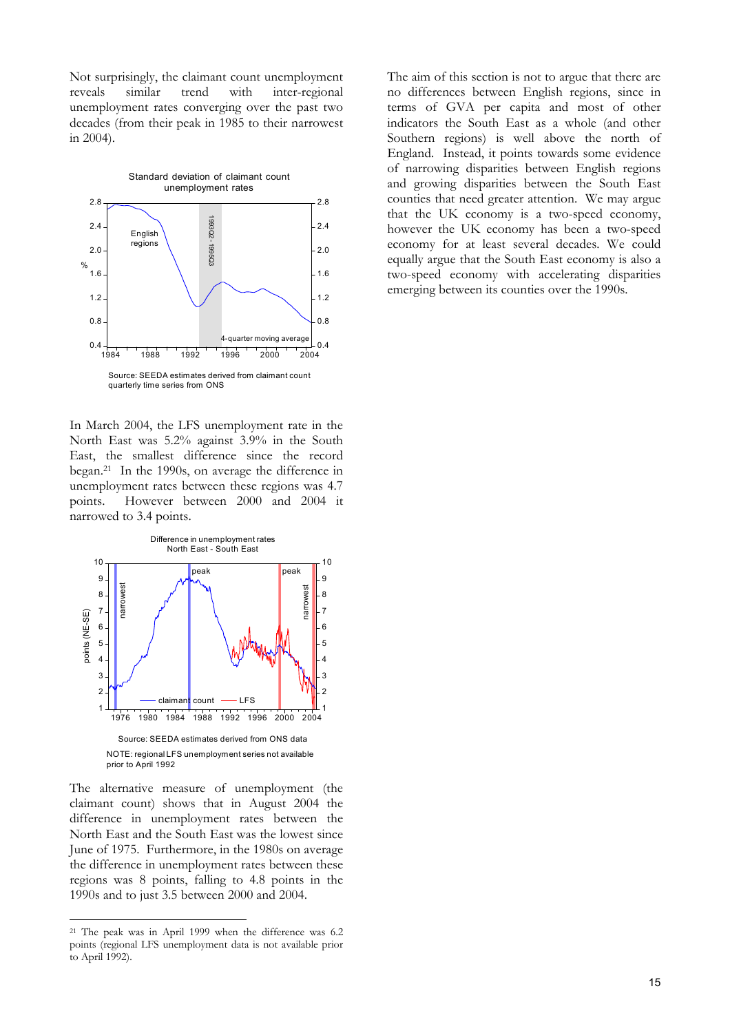Not surprisingly, the claimant count unemployment reveals similar trend with inter-regional unemployment rates converging over the past two decades (from their peak in 1985 to their narrowest in 2004).

Standard deviation of claimant count unemployment rates

Source: SEEDA estimates derived from claimant count quarterly time series from ONS

In March 2004, the LFS unemployment rate in the North East was 5.2% against 3.9% in the South East, the smallest difference since the record began.[21] In the 1990s, on average the difference in unemployment rates between these regions was 4.7 points. However between 2000 and 2004 it narrowed to 3.4 points.

Difference in unemployment rates North East - South East

Source: SEEDA estimates derived from ONS data

NOTE: regional LFS unemployment series not available prior to April 1992

The alternative measure of unemployment (the claimant count) shows that in August 2004 the difference in unemployment rates between the North East and the South East was the lowest since June of 1975. Furthermore, in the 1980s on average the difference in unemployment rates between these regions was 8 points, falling to 4.8 points in the 1990s and to just 3.5 between 2000 and 2004.

The aim of this section is not to argue that there are no differences between English regions, since in terms of GVA per capita and most of other indicators the South East as a whole (and other Southern regions) is well above the north of England. Instead, it points towards some evidence of narrowing disparities between English regions and growing disparities between the South East counties that need greater attention. We may argue that the UK economy is a two-speed economy, however the UK economy has been a two-speed economy for at least several decades. We could equally argue that the South East economy is also a two-speed economy with accelerating disparities emerging between its counties over the 1990s.

[21] The peak was in April 1999 when the difference was 6.2 points (regional LFS unemployment data is not available prior to April 1992).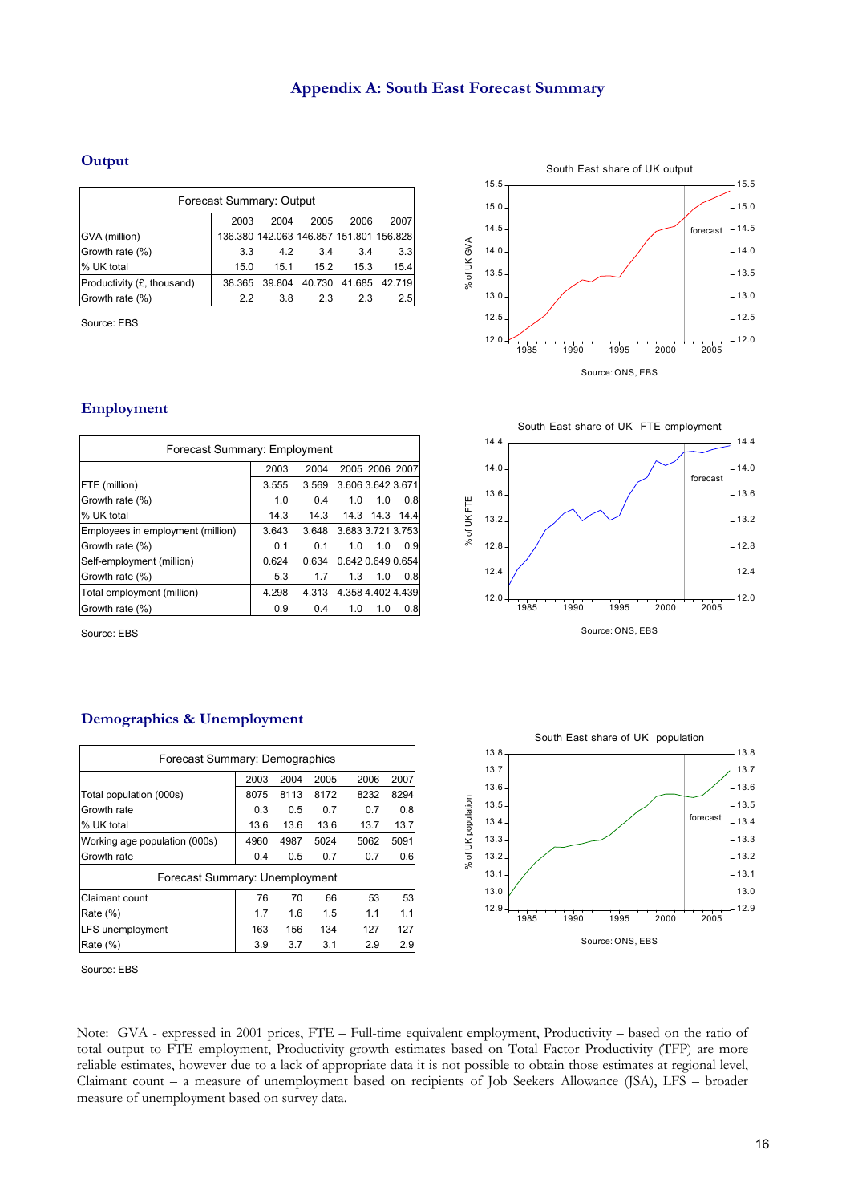# Appendix A: South East Forecast Summary

## Output

| Forecast Summary: Output | | | | | |
|---|---|---|---|---|---|
| | 2003 | 2004 | 2005 | 2006 | 2007 |
| GVA (million) | 136.380 | 142.063 | 146.857 | 151.801 | 156.828 |
| Growth rate (%) | 3.3 | 4.2 | 3.4 | 3.4 | 3.3 |
| % UK total | 15.0 | 15.1 | 15.2 | 15.3 | 15.4 |
| Productivity (£, thousand) | 38.365 | 39.804 | 40.730 | 41.685 | 42.719 |
| Growth rate (%) | 2.2 | 3.8 | 2.3 | 2.3 | 2.5 |

Source: EBS

South East share of UK output

Source: ONS, EBS

## Employment

| Forecast Summary: Employment | | | | | |
|---|---|---|---|---|---|
| | 2003 | 2004 | 2005 | 2006 | 2007 |
| FTE (million) | 3.555 | 3.569 | 3.606 | 3.642 | 3.671 |
| Growth rate (%) | 1.0 | 0.4 | 1.0 | 1.0 | 0.8 |
| % UK total | 14.3 | 14.3 | 14.3 | 14.3 | 14.4 |
| Employees in employment (million) | 3.643 | 3.648 | 3.683 | 3.721 | 3.753 |
| Growth rate (%) | 0.1 | 0.1 | 1.0 | 1.0 | 0.9 |
| Self-employment (million) | 0.624 | 0.634 | 0.642 | 0.649 | 0.654 |
| Growth rate (%) | 5.3 | 1.7 | 1.3 | 1.0 | 0.8 |
| Total employment (million) | 4.298 | 4.313 | 4.358 | 4.402 | 4.439 |
| Growth rate (%) | 0.9 | 0.4 | 1.0 | 1.0 | 0.8 |

Source: EBS

South East share of UK FTE employment

Source: ONS, EBS

## Demographics & Unemployment

| Forecast Summary: Demographics | | | | | |
|---|---|---|---|---|---|
| | 2003 | 2004 | 2005 | 2006 | 2007 |
| Total population (000s) | 8075 | 8113 | 8172 | 8232 | 8294 |
| Growth rate | 0.3 | 0.5 | 0.7 | 0.7 | 0.8 |
| % UK total | 13.6 | 13.6 | 13.6 | 13.7 | 13.7 |
| Working age population (000s) | 4960 | 4987 | 5024 | 5062 | 5091 |
| Growth rate | 0.4 | 0.5 | 0.7 | 0.7 | 0.6 |
| **Forecast Summary: Unemployment** | | | | | |
| Claimant count | 76 | 70 | 66 | 53 | 53 |
| Rate (%) | 1.7 | 1.6 | 1.5 | 1.1 | 1.1 |
| LFS unemployment | 163 | 156 | 134 | 127 | 127 |
| Rate (%) | 3.9 | 3.7 | 3.1 | 2.9 | 2.9 |

Source: EBS

South East share of UK population

Source: ONS, EBS

Note: GVA - expressed in 2001 prices, FTE – Full-time equivalent employment, Productivity – based on the ratio of total output to FTE employment, Productivity growth estimates based on Total Factor Productivity (TFP) are more reliable estimates, however due to a lack of appropriate data it is not possible to obtain those estimates at regional level, Claimant count – a measure of unemployment based on recipients of Job Seekers Allowance (JSA), LFS – broader measure of unemployment based on survey data.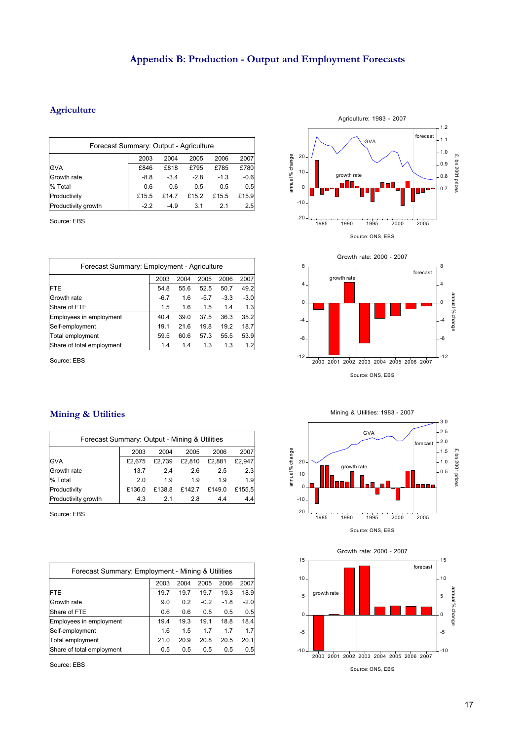# Appendix B: Production - Output and Employment Forecasts

## Agriculture

| Forecast Summary: Output - Agriculture | 2003 | 2004 | 2005 | 2006 | 2007 |
|---|---|---|---|---|---|
| GVA | £846 | £818 | £795 | £785 | £780 |
| Growth rate | -8.8 | -3.4 | -2.8 | -1.3 | -0.6 |
| % Total | 0.6 | 0.6 | 0.5 | 0.5 | 0.5 |
| Productivity | £15.5 | £14.7 | £15.2 | £15.5 | £15.9 |
| Productivity growth | -2.2 | -4.9 | 3.1 | 2.1 | 2.5 |

Source: EBS

Agriculture: 1983 - 2007

Source: ONS, EBS

| Forecast Summary: Employment - Agriculture | 2003 | 2004 | 2005 | 2006 | 2007 |
|---|---|---|---|---|---|
| FTE | 54.8 | 55.6 | 52.5 | 50.7 | 49.2 |
| Growth rate | -6.7 | 1.6 | -5.7 | -3.3 | -3.0 |
| Share of FTE | 1.5 | 1.6 | 1.5 | 1.4 | 1.3 |
| Employees in employment | 40.4 | 39.0 | 37.5 | 36.3 | 35.2 |
| Self-employment | 19.1 | 21.6 | 19.8 | 19.2 | 18.7 |
| Total employment | 59.5 | 60.6 | 57.3 | 55.5 | 53.9 |
| Share of total employment | 1.4 | 1.4 | 1.3 | 1.3 | 1.2 |

Source: EBS

Growth rate: 2000 - 2007

Source: ONS, EBS

## Mining & Utilities

| Forecast Summary: Output - Mining & Utilities | 2003 | 2004 | 2005 | 2006 | 2007 |
|---|---|---|---|---|---|
| GVA | £2,675 | £2,739 | £2,810 | £2,881 | £2,947 |
| Growth rate | 13.7 | 2.4 | 2.6 | 2.5 | 2.3 |
| % Total | 2.0 | 1.9 | 1.9 | 1.9 | 1.9 |
| Productivity | £136.0 | £138.8 | £142.7 | £149.0 | £155.5 |
| Productivity growth | 4.3 | 2.1 | 2.8 | 4.4 | 4.4 |

Source: EBS

Mining & Utilities: 1983 - 2007

Source: ONS, EBS

| Forecast Summary: Employment - Mining & Utilities | 2003 | 2004 | 2005 | 2006 | 2007 |
|---|---|---|---|---|---|
| FTE | 19.7 | 19.7 | 19.7 | 19.3 | 18.9 |
| Growth rate | 9.0 | 0.2 | -0.2 | -1.8 | -2.0 |
| Share of FTE | 0.6 | 0.6 | 0.5 | 0.5 | 0.5 |
| Employees in employment | 19.4 | 19.3 | 19.1 | 18.8 | 18.4 |
| Self-employment | 1.6 | 1.5 | 1.7 | 1.7 | 1.7 |
| Total employment | 21.0 | 20.9 | 20.8 | 20.5 | 20.1 |
| Share of total employment | 0.5 | 0.5 | 0.5 | 0.5 | 0.5 |

Source: EBS

Growth rate: 2000 - 2007

Source: ONS, EBS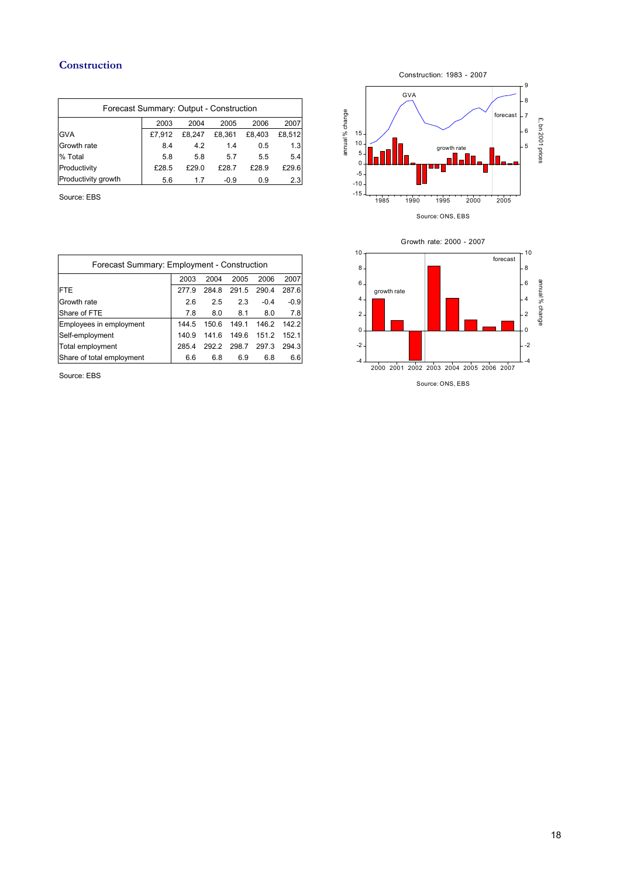## Construction

| Forecast Summary: Output - Construction | | | | | |
|---|---|---|---|---|---|
| | 2003 | 2004 | 2005 | 2006 | 2007 |
| GVA | £7,912 | £8,247 | £8,361 | £8,403 | £8,512 |
| Growth rate | 8.4 | 4.2 | 1.4 | 0.5 | 1.3 |
| % Total | 5.8 | 5.8 | 5.7 | 5.5 | 5.4 |
| Productivity | £28.5 | £29.0 | £28.7 | £28.9 | £29.6 |
| Productivity growth | 5.6 | 1.7 | -0.9 | 0.9 | 2.3 |

Source: EBS

Construction: 1983 - 2007

Source: ONS, EBS

| Forecast Summary: Employment - Construction | | | | | |
|---|---|---|---|---|---|
| | 2003 | 2004 | 2005 | 2006 | 2007 |
| FTE | 277.9 | 284.8 | 291.5 | 290.4 | 287.6 |
| Growth rate | 2.6 | 2.5 | 2.3 | -0.4 | -0.9 |
| Share of FTE | 7.8 | 8.0 | 8.1 | 8.0 | 7.8 |
| Employees in employment | 144.5 | 150.6 | 149.1 | 146.2 | 142.2 |
| Self-employment | 140.9 | 141.6 | 149.6 | 151.2 | 152.1 |
| Total employment | 285.4 | 292.2 | 298.7 | 297.3 | 294.3 |
| Share of total employment | 6.6 | 6.8 | 6.9 | 6.8 | 6.6 |

Source: EBS

Growth rate: 2000 - 2007

Source: ONS, EBS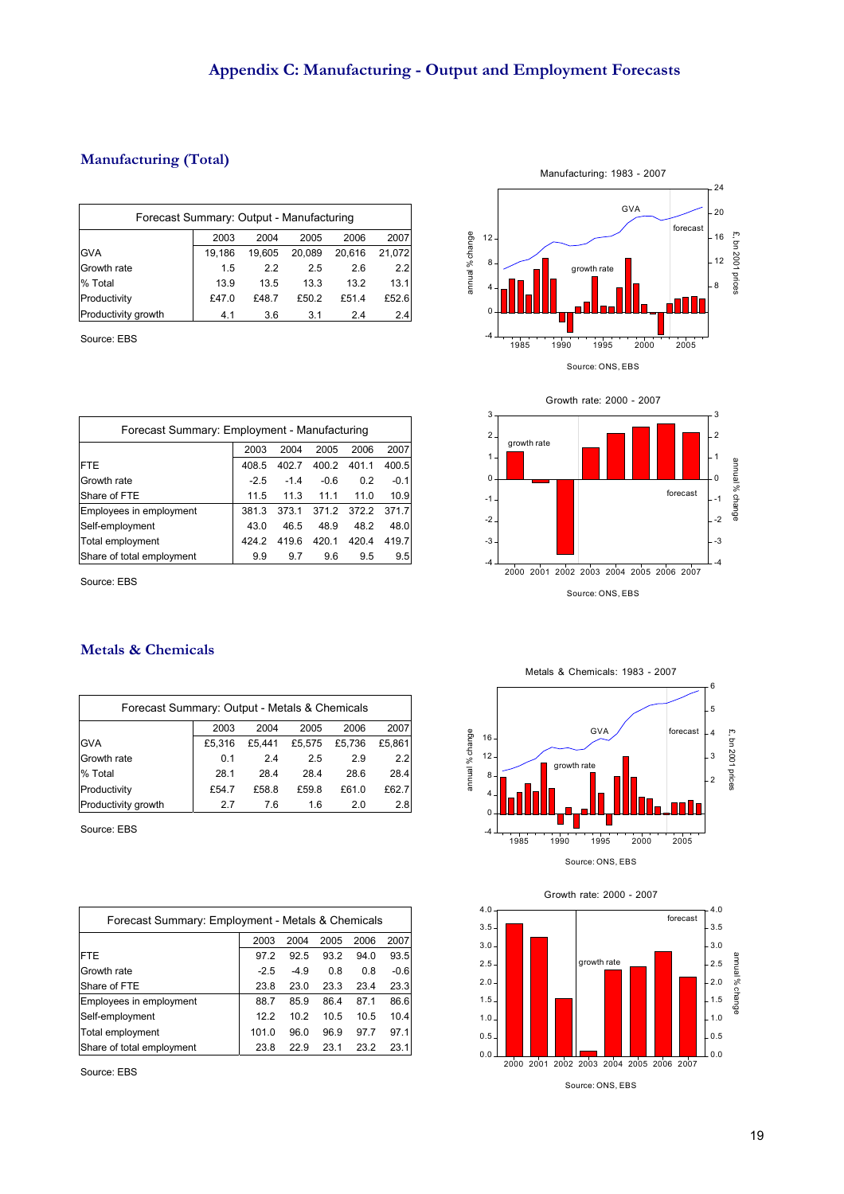# Appendix C: Manufacturing - Output and Employment Forecasts

## Manufacturing (Total)

| Forecast Summary: Output - Manufacturing | | | | | |
|---|---|---|---|---|---|
| | 2003 | 2004 | 2005 | 2006 | 2007 |
| GVA | 19,186 | 19,605 | 20,089 | 20,616 | 21,072 |
| Growth rate | 1.5 | 2.2 | 2.5 | 2.6 | 2.2 |
| % Total | 13.9 | 13.5 | 13.3 | 13.2 | 13.1 |
| Productivity | £47.0 | £48.7 | £50.2 | £51.4 | £52.6 |
| Productivity growth | 4.1 | 3.6 | 3.1 | 2.4 | 2.4 |

Source: EBS

| Forecast Summary: Employment - Manufacturing | | | | | |
|---|---|---|---|---|---|
| | 2003 | 2004 | 2005 | 2006 | 2007 |
| FTE | 408.5 | 402.7 | 400.2 | 401.1 | 400.5 |
| Growth rate | -2.5 | -1.4 | -0.6 | 0.2 | -0.1 |
| Share of FTE | 11.5 | 11.3 | 11.1 | 11.0 | 10.9 |
| Employees in employment | 381.3 | 373.1 | 371.2 | 372.2 | 371.7 |
| Self-employment | 43.0 | 46.5 | 48.9 | 48.2 | 48.0 |
| Total employment | 424.2 | 419.6 | 420.1 | 420.4 | 419.7 |
| Share of total employment | 9.9 | 9.7 | 9.6 | 9.5 | 9.5 |

Source: EBS

Manufacturing: 1983 - 2007

Source: ONS, EBS

Growth rate: 2000 - 2007

Source: ONS, EBS

## Metals & Chemicals

| Forecast Summary: Output - Metals & Chemicals | | | | | |
|---|---|---|---|---|---|
| | 2003 | 2004 | 2005 | 2006 | 2007 |
| GVA | £5,316 | £5,441 | £5,575 | £5,736 | £5,861 |
| Growth rate | 0.1 | 2.4 | 2.5 | 2.9 | 2.2 |
| % Total | 28.1 | 28.4 | 28.4 | 28.6 | 28.4 |
| Productivity | £54.7 | £58.8 | £59.8 | £61.0 | £62.7 |
| Productivity growth | 2.7 | 7.6 | 1.6 | 2.0 | 2.8 |

Source: EBS

| Forecast Summary: Employment - Metals & Chemicals | | | | | |
|---|---|---|---|---|---|
| | 2003 | 2004 | 2005 | 2006 | 2007 |
| FTE | 97.2 | 92.5 | 93.2 | 94.0 | 93.5 |
| Growth rate | -2.5 | -4.9 | 0.8 | 0.8 | -0.6 |
| Share of FTE | 23.8 | 23.0 | 23.3 | 23.4 | 23.3 |
| Employees in employment | 88.7 | 85.9 | 86.4 | 87.1 | 86.6 |
| Self-employment | 12.2 | 10.2 | 10.5 | 10.5 | 10.4 |
| Total employment | 101.0 | 96.0 | 96.9 | 97.7 | 97.1 |
| Share of total employment | 23.8 | 22.9 | 23.1 | 23.2 | 23.1 |

Source: EBS

Metals & Chemicals: 1983 - 2007

Source: ONS, EBS

Growth rate: 2000 - 2007

Source: ONS, EBS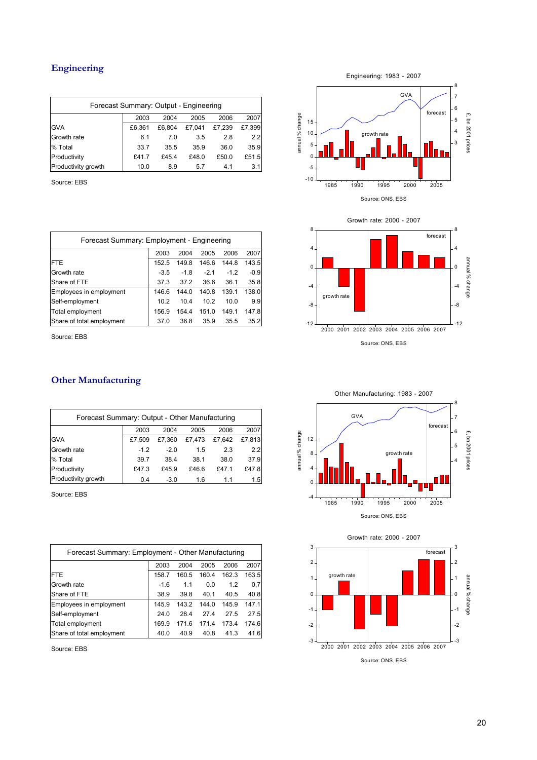## Engineering

| Forecast Summary: Output - Engineering | | | | | |
|---|---|---|---|---|---|
| | 2003 | 2004 | 2005 | 2006 | 2007 |
| GVA | £6,361 | £6,804 | £7,041 | £7,239 | £7,399 |
| Growth rate | 6.1 | 7.0 | 3.5 | 2.8 | 2.2 |
| % Total | 33.7 | 35.5 | 35.9 | 36.0 | 35.9 |
| Productivity | £41.7 | £45.4 | £48.0 | £50.0 | £51.5 |
| Productivity growth | 10.0 | 8.9 | 5.7 | 4.1 | 3.1 |

Source: EBS

Engineering: 1983 - 2007

Source: ONS, EBS

| Forecast Summary: Employment - Engineering | | | | | |
|---|---|---|---|---|---|
| | 2003 | 2004 | 2005 | 2006 | 2007 |
| FTE | 152.5 | 149.8 | 146.6 | 144.8 | 143.5 |
| Growth rate | -3.5 | -1.8 | -2.1 | -1.2 | -0.9 |
| Share of FTE | 37.3 | 37.2 | 36.6 | 36.1 | 35.8 |
| Employees in employment | 146.6 | 144.0 | 140.8 | 139.1 | 138.0 |
| Self-employment | 10.2 | 10.4 | 10.2 | 10.0 | 9.9 |
| Total employment | 156.9 | 154.4 | 151.0 | 149.1 | 147.8 |
| Share of total employment | 37.0 | 36.8 | 35.9 | 35.5 | 35.2 |

Source: EBS

Growth rate: 2000 - 2007

Source: ONS, EBS

## Other Manufacturing

| Forecast Summary: Output - Other Manufacturing | | | | | |
|---|---|---|---|---|---|
| | 2003 | 2004 | 2005 | 2006 | 2007 |
| GVA | £7,509 | £7,360 | £7,473 | £7,642 | £7,813 |
| Growth rate | -1.2 | -2.0 | 1.5 | 2.3 | 2.2 |
| % Total | 39.7 | 38.4 | 38.1 | 38.0 | 37.9 |
| Productivity | £47.3 | £45.9 | £46.6 | £47.1 | £47.8 |
| Productivity growth | 0.4 | -3.0 | 1.6 | 1.1 | 1.5 |

Source: EBS

Other Manufacturing: 1983 - 2007

Source: ONS, EBS

| Forecast Summary: Employment - Other Manufacturing | | | | | |
|---|---|---|---|---|---|
| | 2003 | 2004 | 2005 | 2006 | 2007 |
| FTE | 158.7 | 160.5 | 160.4 | 162.3 | 163.5 |
| Growth rate | -1.6 | 1.1 | 0.0 | 1.2 | 0.7 |
| Share of FTE | 38.9 | 39.8 | 40.1 | 40.5 | 40.8 |
| Employees in employment | 145.9 | 143.2 | 144.0 | 145.9 | 147.1 |
| Self-employment | 24.0 | 28.4 | 27.4 | 27.5 | 27.5 |
| Total employment | 169.9 | 171.6 | 171.4 | 173.4 | 174.6 |
| Share of total employment | 40.0 | 40.9 | 40.8 | 41.3 | 41.6 |

Source: EBS

Growth rate: 2000 - 2007

Source: ONS, EBS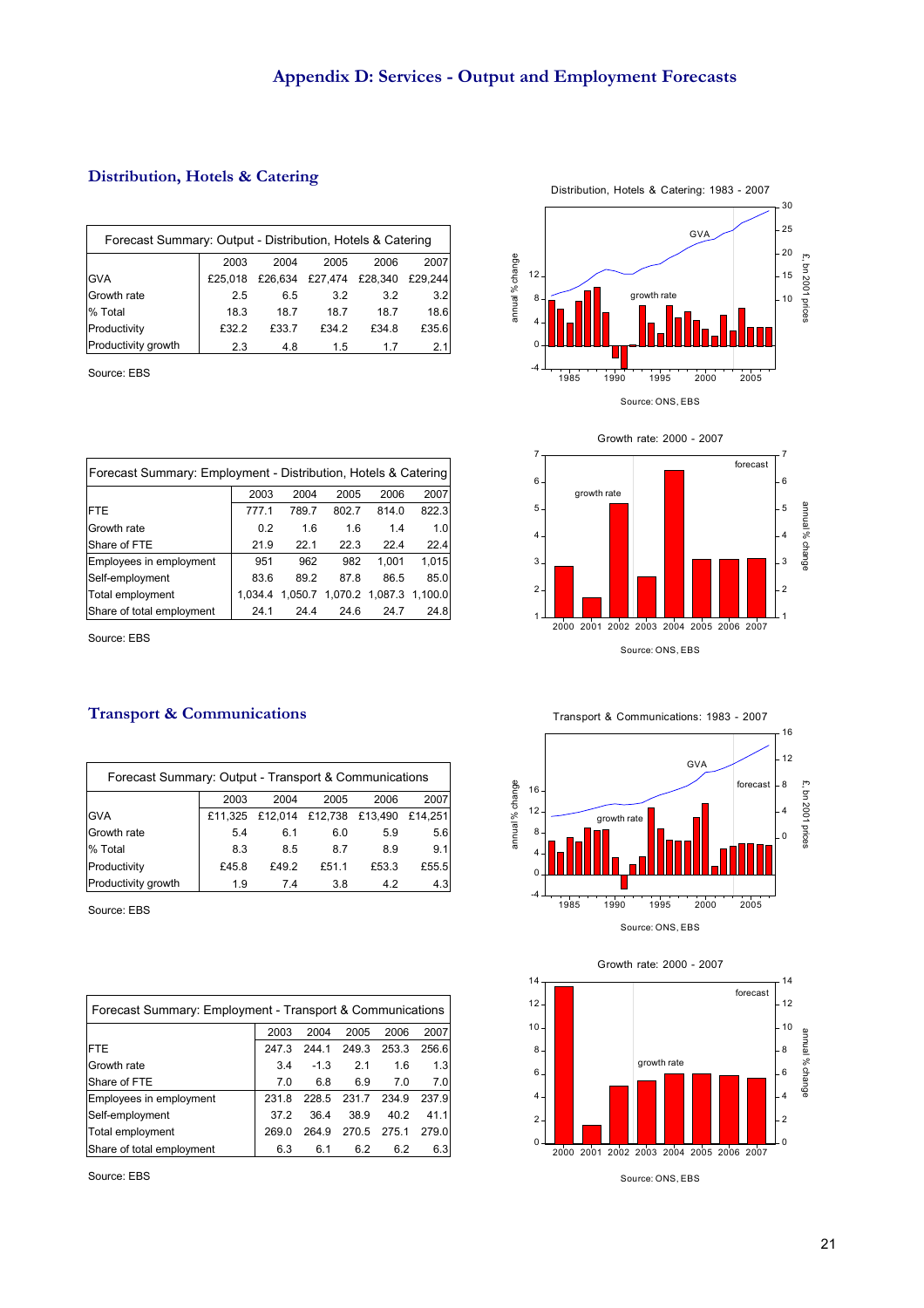# Appendix D: Services - Output and Employment Forecasts

## Distribution, Hotels & Catering

| Forecast Summary: Output - Distribution, Hotels & Catering | | | | | |
|---|---|---|---|---|---|
| | 2003 | 2004 | 2005 | 2006 | 2007 |
| GVA | £25,018 | £26,634 | £27,474 | £28,340 | £29,244 |
| Growth rate | 2.5 | 6.5 | 3.2 | 3.2 | 3.2 |
| % Total | 18.3 | 18.7 | 18.7 | 18.7 | 18.6 |
| Productivity | £32.2 | £33.7 | £34.2 | £34.8 | £35.6 |
| Productivity growth | 2.3 | 4.8 | 1.5 | 1.7 | 2.1 |

Source: EBS

Distribution, Hotels & Catering: 1983 - 2007

Source: ONS, EBS

| Forecast Summary: Employment - Distribution, Hotels & Catering | | | | | |
|---|---|---|---|---|---|
| | 2003 | 2004 | 2005 | 2006 | 2007 |
| FTE | 777.1 | 789.7 | 802.7 | 814.0 | 822.3 |
| Growth rate | 0.2 | 1.6 | 1.6 | 1.4 | 1.0 |
| Share of FTE | 21.9 | 22.1 | 22.3 | 22.4 | 22.4 |
| Employees in employment | 951 | 962 | 982 | 1,001 | 1,015 |
| Self-employment | 83.6 | 89.2 | 87.8 | 86.5 | 85.0 |
| Total employment | 1,034.4 | 1,050.7 | 1,070.2 | 1,087.3 | 1,100.0 |
| Share of total employment | 24.1 | 24.4 | 24.6 | 24.7 | 24.8 |

Source: EBS

Growth rate: 2000 - 2007

Source: ONS, EBS

## Transport & Communications

| Forecast Summary: Output - Transport & Communications | | | | | |
|---|---|---|---|---|---|
| | 2003 | 2004 | 2005 | 2006 | 2007 |
| GVA | £11,325 | £12,014 | £12,738 | £13,490 | £14,251 |
| Growth rate | 5.4 | 6.1 | 6.0 | 5.9 | 5.6 |
| % Total | 8.3 | 8.5 | 8.7 | 8.9 | 9.1 |
| Productivity | £45.8 | £49.2 | £51.1 | £53.3 | £55.5 |
| Productivity growth | 1.9 | 7.4 | 3.8 | 4.2 | 4.3 |

Source: EBS

Transport & Communications: 1983 - 2007

Source: ONS, EBS

| Forecast Summary: Employment - Transport & Communications | | | | | |
|---|---|---|---|---|---|
| | 2003 | 2004 | 2005 | 2006 | 2007 |
| FTE | 247.3 | 244.1 | 249.3 | 253.3 | 256.6 |
| Growth rate | 3.4 | -1.3 | 2.1 | 1.6 | 1.3 |
| Share of FTE | 7.0 | 6.8 | 6.9 | 7.0 | 7.0 |
| Employees in employment | 231.8 | 228.5 | 231.7 | 234.9 | 237.9 |
| Self-employment | 37.2 | 36.4 | 38.9 | 40.2 | 41.1 |
| Total employment | 269.0 | 264.9 | 270.5 | 275.1 | 279.0 |
| Share of total employment | 6.3 | 6.1 | 6.2 | 6.2 | 6.3 |

Source: EBS

Growth rate: 2000 - 2007

Source: ONS, EBS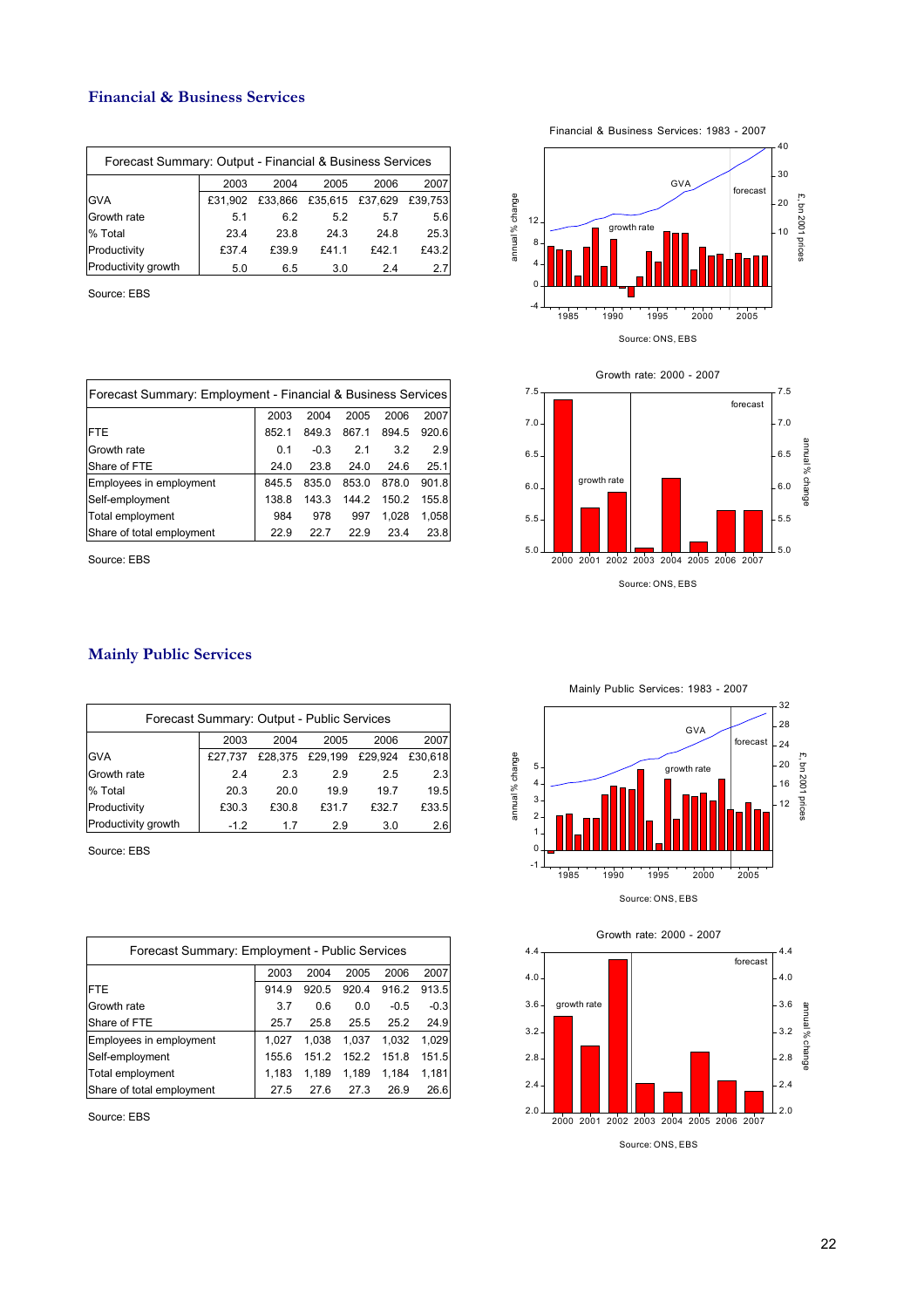## Financial & Business Services

| Forecast Summary: Output - Financial & Business Services | | | | | |
|---|---|---|---|---|---|
| | 2003 | 2004 | 2005 | 2006 | 2007 |
| GVA | £31,902 | £33,866 | £35,615 | £37,629 | £39,753 |
| Growth rate | 5.1 | 6.2 | 5.2 | 5.7 | 5.6 |
| % Total | 23.4 | 23.8 | 24.3 | 24.8 | 25.3 |
| Productivity | £37.4 | £39.9 | £41.1 | £42.1 | £43.2 |
| Productivity growth | 5.0 | 6.5 | 3.0 | 2.4 | 2.7 |

Source: EBS

Financial & Business Services: 1983 - 2007

Source: ONS, EBS

| Forecast Summary: Employment - Financial & Business Services | | | | | |
|---|---|---|---|---|---|
| | 2003 | 2004 | 2005 | 2006 | 2007 |
| FTE | 852.1 | 849.3 | 867.1 | 894.5 | 920.6 |
| Growth rate | 0.1 | -0.3 | 2.1 | 3.2 | 2.9 |
| Share of FTE | 24.0 | 23.8 | 24.0 | 24.6 | 25.1 |
| Employees in employment | 845.5 | 835.0 | 853.0 | 878.0 | 901.8 |
| Self-employment | 138.8 | 143.3 | 144.2 | 150.2 | 155.8 |
| Total employment | 984 | 978 | 997 | 1,028 | 1,058 |
| Share of total employment | 22.9 | 22.7 | 22.9 | 23.4 | 23.8 |

Source: EBS

Growth rate: 2000 - 2007

Source: ONS, EBS

## Mainly Public Services

| Forecast Summary: Output - Public Services | | | | | |
|---|---|---|---|---|---|
| | 2003 | 2004 | 2005 | 2006 | 2007 |
| GVA | £27,737 | £28,375 | £29,199 | £29,924 | £30,618 |
| Growth rate | 2.4 | 2.3 | 2.9 | 2.5 | 2.3 |
| % Total | 20.3 | 20.0 | 19.9 | 19.7 | 19.5 |
| Productivity | £30.3 | £30.8 | £31.7 | £32.7 | £33.5 |
| Productivity growth | -1.2 | 1.7 | 2.9 | 3.0 | 2.6 |

Source: EBS

Mainly Public Services: 1983 - 2007

Source: ONS, EBS

| Forecast Summary: Employment - Public Services | | | | | |
|---|---|---|---|---|---|
| | 2003 | 2004 | 2005 | 2006 | 2007 |
| FTE | 914.9 | 920.5 | 920.4 | 916.2 | 913.5 |
| Growth rate | 3.7 | 0.6 | 0.0 | -0.5 | -0.3 |
| Share of FTE | 25.7 | 25.8 | 25.5 | 25.2 | 24.9 |
| Employees in employment | 1,027 | 1,038 | 1,037 | 1,032 | 1,029 |
| Self-employment | 155.6 | 151.2 | 152.2 | 151.8 | 151.5 |
| Total employment | 1,183 | 1,189 | 1,189 | 1,184 | 1,181 |
| Share of total employment | 27.5 | 27.6 | 27.3 | 26.9 | 26.6 |

Source: EBS

Growth rate: 2000 - 2007

Source: ONS, EBS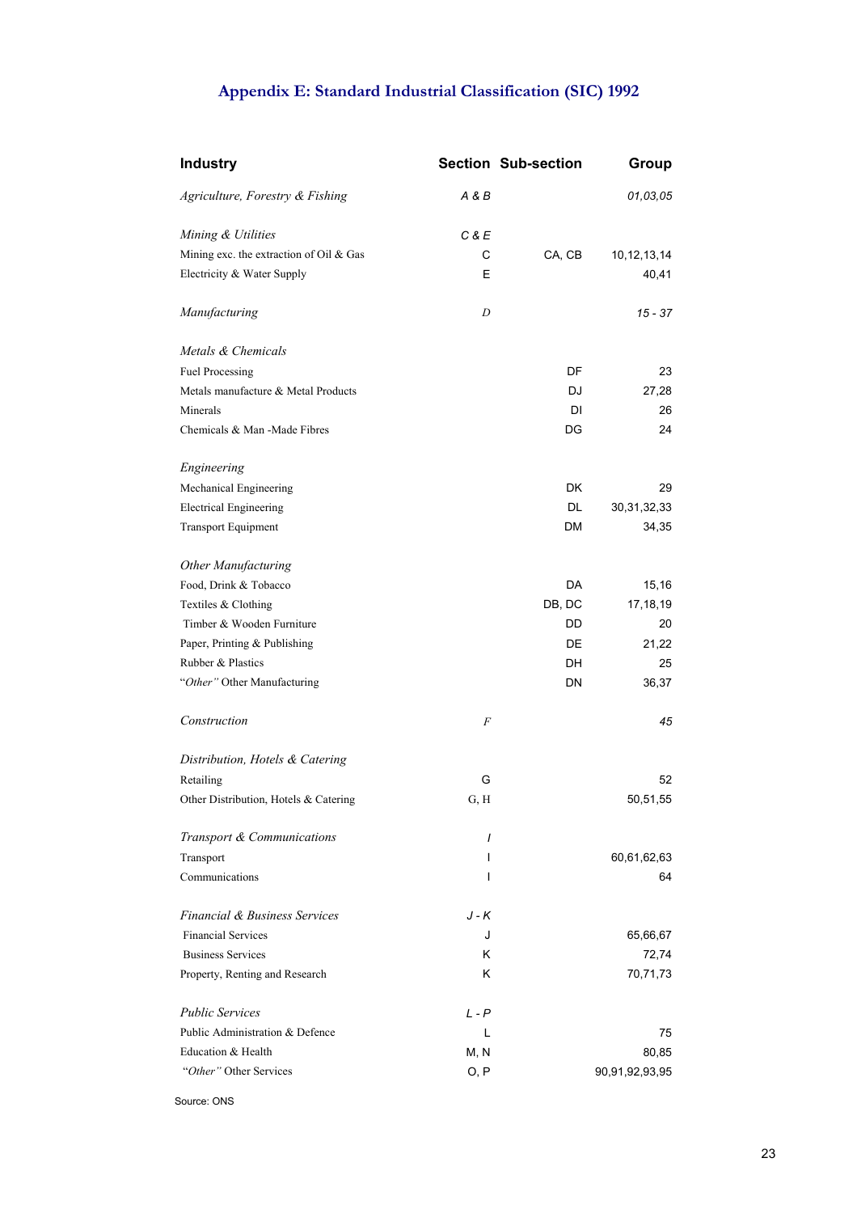## Appendix E: Standard Industrial Classification (SIC) 1992

| Industry | Section | Sub-section | Group |
|---|---|---|---|
| *Agriculture, Forestry & Fishing* | *A & B* | | *01,03,05* |
| *Mining & Utilities* | *C & E* | | |
| Mining exc. the extraction of Oil & Gas | C | CA, CB | 10,12,13,14 |
| Electricity & Water Supply | E | | 40,41 |
| *Manufacturing* | *D* | | *15 - 37* |
| *Metals & Chemicals* | | | |
| Fuel Processing | | DF | 23 |
| Metals manufacture & Metal Products | | DJ | 27,28 |
| Minerals | | DI | 26 |
| Chemicals & Man -Made Fibres | | DG | 24 |
| *Engineering* | | | |
| Mechanical Engineering | | DK | 29 |
| Electrical Engineering | | DL | 30,31,32,33 |
| Transport Equipment | | DM | 34,35 |
| *Other Manufacturing* | | | |
| Food, Drink & Tobacco | | DA | 15,16 |
| Textiles & Clothing | | DB, DC | 17,18,19 |
| Timber & Wooden Furniture | | DD | 20 |
| Paper, Printing & Publishing | | DE | 21,22 |
| Rubber & Plastics | | DH | 25 |
| "*Other*" Other Manufacturing | | DN | 36,37 |
| *Construction* | *F* | | *45* |
| *Distribution, Hotels & Catering* | | | |
| Retailing | G | | 52 |
| Other Distribution, Hotels & Catering | G, H | | 50,51,55 |
| *Transport & Communications* | *I* | | |
| Transport | I | | 60,61,62,63 |
| Communications | I | | 64 |
| *Financial & Business Services* | *J - K* | | |
| Financial Services | J | | 65,66,67 |
| Business Services | K | | 72,74 |
| Property, Renting and Research | K | | 70,71,73 |
| *Public Services* | *L - P* | | |
| Public Administration & Defence | L | | 75 |
| Education & Health | M, N | | 80,85 |
| "*Other*" Other Services | O, P | | 90,91,92,93,95 |

Source: ONS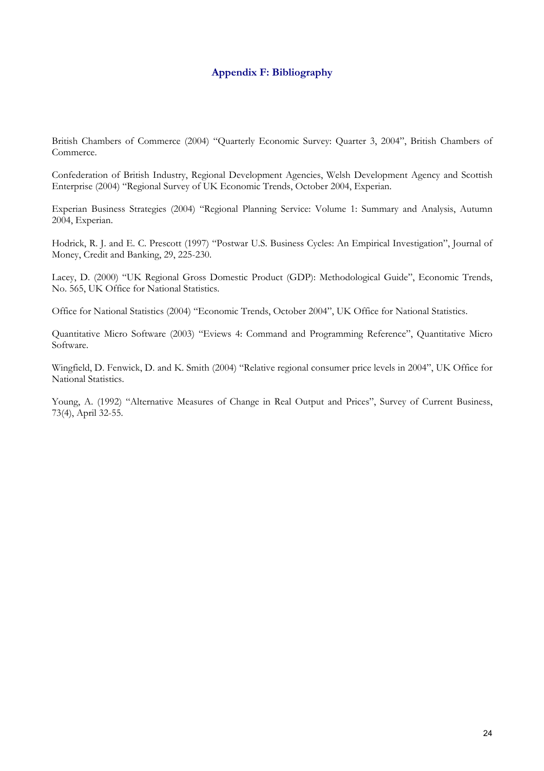## Appendix F: Bibliography

British Chambers of Commerce (2004) "Quarterly Economic Survey: Quarter 3, 2004", British Chambers of Commerce.

Confederation of British Industry, Regional Development Agencies, Welsh Development Agency and Scottish Enterprise (2004) "Regional Survey of UK Economic Trends, October 2004, Experian.

Experian Business Strategies (2004) "Regional Planning Service: Volume 1: Summary and Analysis, Autumn 2004, Experian.

Hodrick, R. J. and E. C. Prescott (1997) "Postwar U.S. Business Cycles: An Empirical Investigation", Journal of Money, Credit and Banking, 29, 225-230.

Lacey, D. (2000) "UK Regional Gross Domestic Product (GDP): Methodological Guide", Economic Trends, No. 565, UK Office for National Statistics.

Office for National Statistics (2004) "Economic Trends, October 2004", UK Office for National Statistics.

Quantitative Micro Software (2003) "Eviews 4: Command and Programming Reference", Quantitative Micro Software.

Wingfield, D. Fenwick, D. and K. Smith (2004) "Relative regional consumer price levels in 2004", UK Office for National Statistics.

Young, A. (1992) "Alternative Measures of Change in Real Output and Prices", Survey of Current Business, 73(4), April 32-55.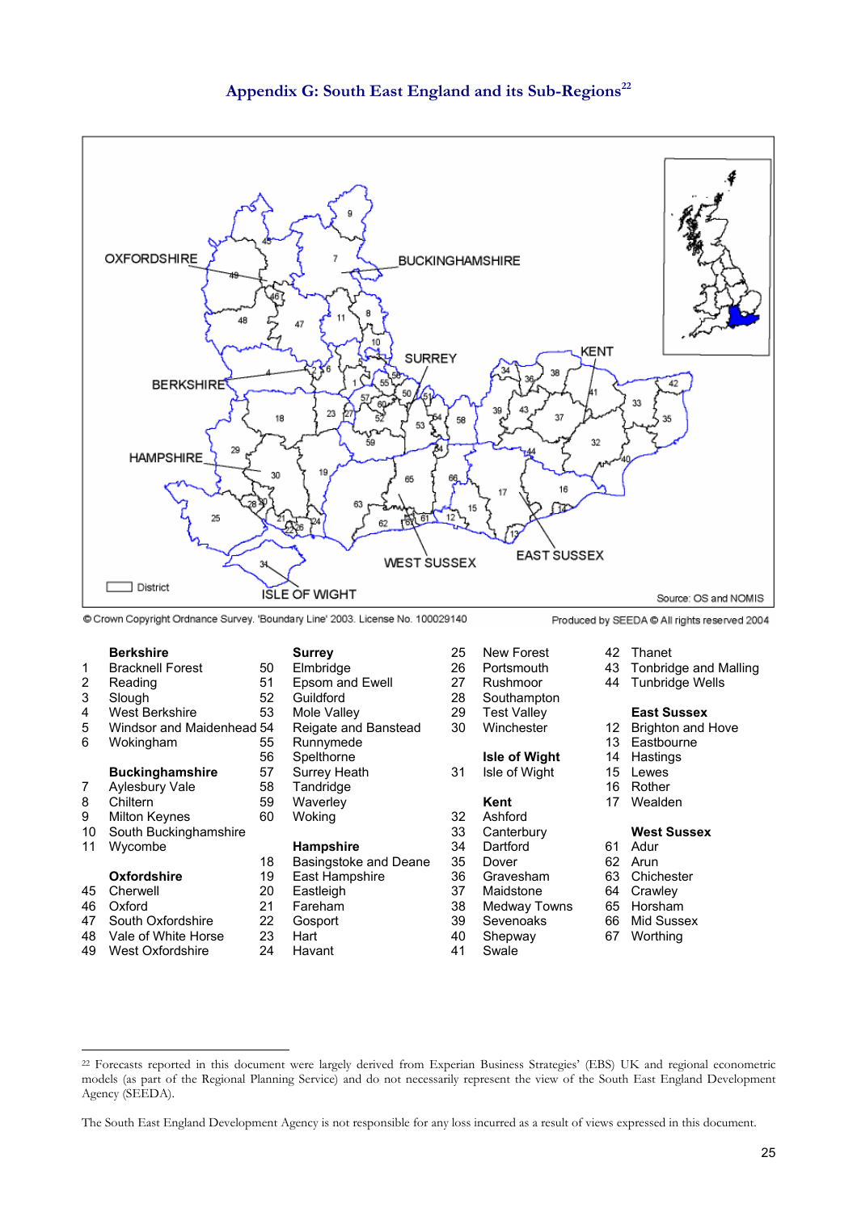## Appendix G: South East England and its Sub-Regions[22]

© Crown Copyright Ordnance Survey. 'Boundary Line' 2003. License No. 100029140

Produced by SEEDA © All rights reserved 2004

Source: OS and NOMIS

**Berkshire**
1 Bracknell Forest
2 Reading
3 Slough
4 West Berkshire
5 Windsor and Maidenhead
6 Wokingham

**Buckinghamshire**
7 Aylesbury Vale
8 Chiltern
9 Milton Keynes
10 South Buckinghamshire
11 Wycombe

**Oxfordshire**
45 Cherwell
46 Oxford
47 South Oxfordshire
48 Vale of White Horse
49 West Oxfordshire

**Surrey**
50 Elmbridge
51 Epsom and Ewell
52 Guildford
53 Mole Valley
54 Reigate and Banstead
55 Runnymede
56 Spelthorne
57 Surrey Heath
58 Tandridge
59 Waverley
60 Woking

**Hampshire**
18 Basingstoke and Deane
19 East Hampshire
20 Eastleigh
21 Fareham
22 Gosport
23 Hart
24 Havant
25 New Forest
26 Portsmouth
27 Rushmoor
28 Southampton
29 Test Valley
30 Winchester

**Isle of Wight**
31 Isle of Wight

**Kent**
32 Ashford
33 Canterbury
34 Dartford
35 Dover
36 Gravesham
37 Maidstone
38 Medway Towns
39 Sevenoaks
40 Shepway
41 Swale
42 Thanet
43 Tonbridge and Malling
44 Tunbridge Wells

**East Sussex**
12 Brighton and Hove
13 Eastbourne
14 Hastings
15 Lewes
16 Rother
17 Wealden

**West Sussex**
61 Adur
62 Arun
63 Chichester
64 Crawley
65 Horsham
66 Mid Sussex
67 Worthing

---

[22] Forecasts reported in this document were largely derived from Experian Business Strategies' (EBS) UK and regional econometric models (as part of the Regional Planning Service) and do not necessarily represent the view of the South East England Development Agency (SEEDA).

The South East England Development Agency is not responsible for any loss incurred as a result of views expressed in this document.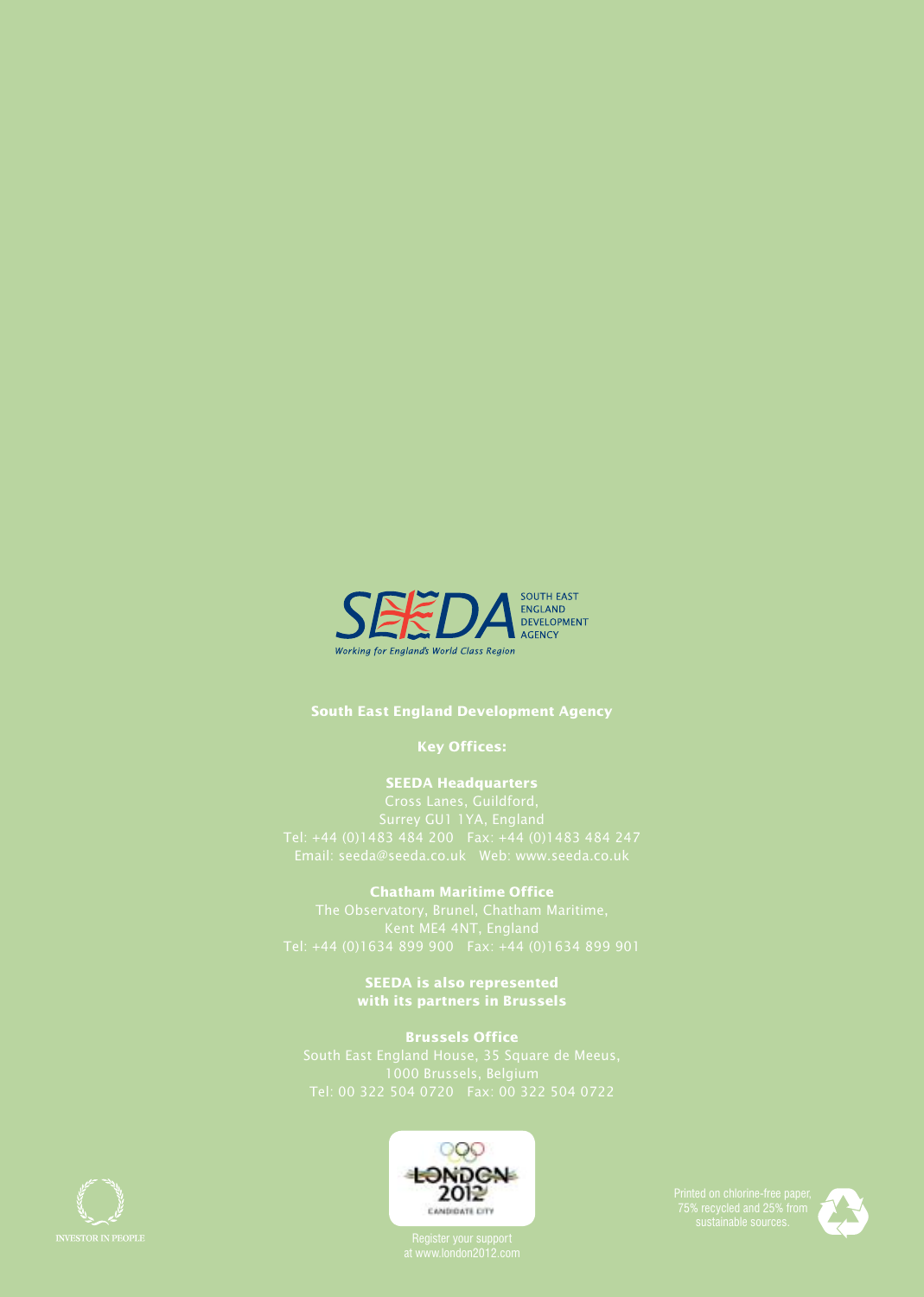SEEDA SOUTH EAST ENGLAND DEVELOPMENT AGENCY

*Working for England's World Class Region*

**South East England Development Agency**

**Key Offices:**

**SEEDA Headquarters**
Cross Lanes, Guildford,
Surrey GU1 1YA, England
Tel: +44 (0)1483 484 200 Fax: +44 (0)1483 484 247
Email: seeda@seeda.co.uk Web: www.seeda.co.uk

**Chatham Maritime Office**
The Observatory, Brunel, Chatham Maritime,
Kent ME4 4NT, England
Tel: +44 (0)1634 899 900 Fax: +44 (0)1634 899 901

**SEEDA is also represented with its partners in Brussels**

**Brussels Office**
South East England House, 35 Square de Meeus,
1000 Brussels, Belgium
Tel: 00 322 504 0720 Fax: 00 322 504 0722

INVESTOR IN PEOPLE

LONDON 2012 CANDIDATE CITY

Register your support at www.london2012.com

Printed on chlorine-free paper, 75% recycled and 25% from sustainable sources.